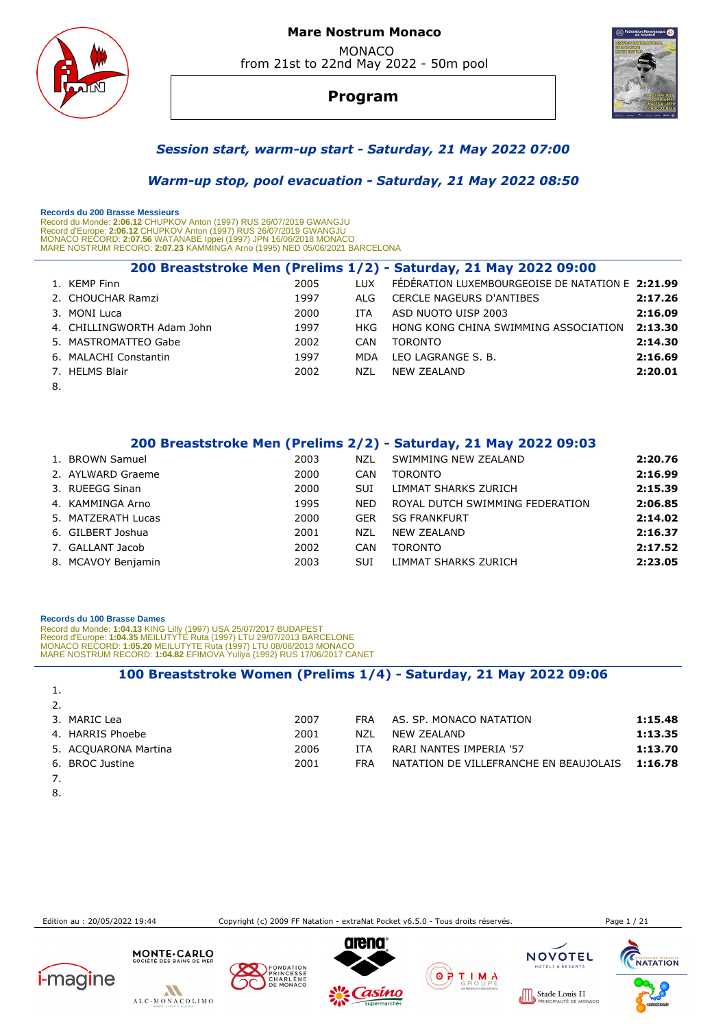# Mare Nostrum Monaco

MONACO
from 21st to 22nd May 2022 - 50m pool

## Program

### *Session start, warm-up start - Saturday, 21 May 2022 07:00*

### *Warm-up stop, pool evacuation - Saturday, 21 May 2022 08:50*

**Records du 200 Brasse Messieurs**
Record du Monde: **2:06.12** CHUPKOV Anton (1997) RUS 26/07/2019 GWANGJU
Record d'Europe: **2:06.12** CHUPKOV Anton (1997) RUS 26/07/2019 GWANGJU
MONACO RECORD: **2:07.56** WATANABE Ippei (1997) JPN 16/06/2018 MONACO
MARE NOSTRUM RECORD: **2:07.23** KAMMINGA Arno (1995) NED 05/06/2021 BARCELONA

### 200 Breaststroke Men (Prelims 1/2) - Saturday, 21 May 2022 09:00

| | Name | Year | Nation | Club | Time |
|---|---|---|---|---|---|
| 1. | KEMP Finn | 2005 | LUX | FÉDÉRATION LUXEMBOURGEOISE DE NATATION E | **2:21.99** |
| 2. | CHOUCHAR Ramzi | 1997 | ALG | CERCLE NAGEURS D'ANTIBES | **2:17.26** |
| 3. | MONI Luca | 2000 | ITA | ASD NUOTO UISP 2003 | **2:16.09** |
| 4. | CHILLINGWORTH Adam John | 1997 | HKG | HONG KONG CHINA SWIMMING ASSOCIATION | **2:13.30** |
| 5. | MASTROMATTEO Gabe | 2002 | CAN | TORONTO | **2:14.30** |
| 6. | MALACHI Constantin | 1997 | MDA | LEO LAGRANGE S. B. | **2:16.69** |
| 7. | HELMS Blair | 2002 | NZL | NEW ZEALAND | **2:20.01** |
| 8. | | | | | |

### 200 Breaststroke Men (Prelims 2/2) - Saturday, 21 May 2022 09:03

| | Name | Year | Nation | Club | Time |
|---|---|---|---|---|---|
| 1. | BROWN Samuel | 2003 | NZL | SWIMMING NEW ZEALAND | **2:20.76** |
| 2. | AYLWARD Graeme | 2000 | CAN | TORONTO | **2:16.99** |
| 3. | RUEEGG Sinan | 2000 | SUI | LIMMAT SHARKS ZURICH | **2:15.39** |
| 4. | KAMMINGA Arno | 1995 | NED | ROYAL DUTCH SWIMMING FEDERATION | **2:06.85** |
| 5. | MATZERATH Lucas | 2000 | GER | SG FRANKFURT | **2:14.02** |
| 6. | GILBERT Joshua | 2001 | NZL | NEW ZEALAND | **2:16.37** |
| 7. | GALLANT Jacob | 2002 | CAN | TORONTO | **2:17.52** |
| 8. | MCAVOY Benjamin | 2003 | SUI | LIMMAT SHARKS ZURICH | **2:23.05** |

**Records du 100 Brasse Dames**
Record du Monde: **1:04.13** KING Lilly (1997) USA 25/07/2017 BUDAPEST
Record d'Europe: **1:04.35** MEILUTYTE Ruta (1997) LTU 29/07/2013 BARCELONE
MONACO RECORD: **1:05.20** MEILUTYTE Ruta (1997) LTU 08/06/2013 MONACO
MARE NOSTRUM RECORD: **1:04.82** EFIMOVA Yuliya (1992) RUS 17/06/2017 CANET

### 100 Breaststroke Women (Prelims 1/4) - Saturday, 21 May 2022 09:06

| | Name | Year | Nation | Club | Time |
|---|---|---|---|---|---|
| 1. | | | | | |
| 2. | | | | | |
| 3. | MARIC Lea | 2007 | FRA | AS. SP. MONACO NATATION | **1:15.48** |
| 4. | HARRIS Phoebe | 2001 | NZL | NEW ZEALAND | **1:13.35** |
| 5. | ACQUARONA Martina | 2006 | ITA | RARI NANTES IMPERIA '57 | **1:13.70** |
| 6. | BROC Justine | 2001 | FRA | NATATION DE VILLEFRANCHE EN BEAUJOLAIS | **1:16.78** |
| 7. | | | | | |
| 8. | | | | | |

Edition au : 20/05/2022 19:44 — Copyright (c) 2009 FF Natation - extraNat Pocket v6.5.0 - Tous droits réservés.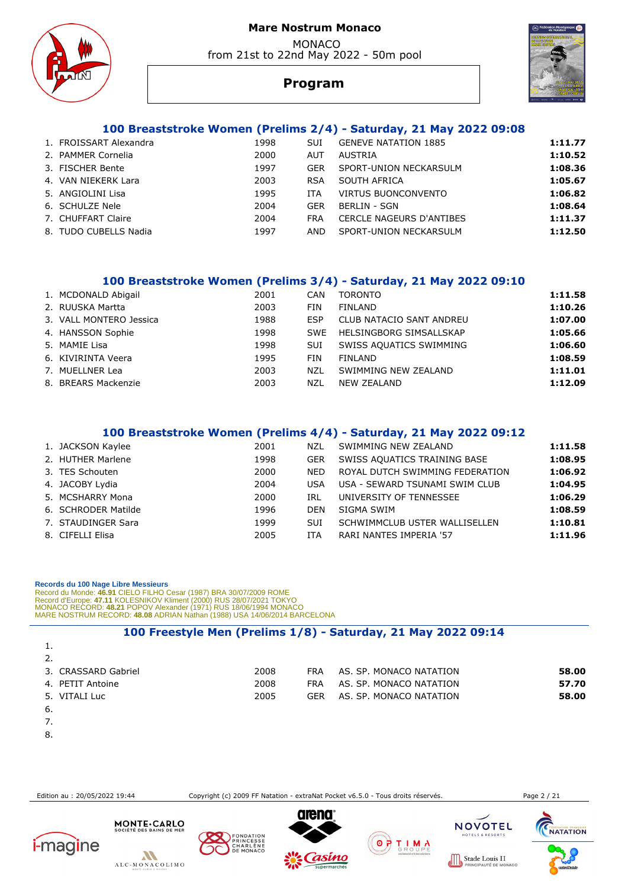## 100 Breaststroke Women (Prelims 2/4) - Saturday, 21 May 2022 09:08

| | | | | | |
|---|---|---|---|---|---|
| 1. | FROISSART Alexandra | 1998 | SUI | GENEVE NATATION 1885 | **1:11.77** |
| 2. | PAMMER Cornelia | 2000 | AUT | AUSTRIA | **1:10.52** |
| 3. | FISCHER Bente | 1997 | GER | SPORT-UNION NECKARSULM | **1:08.36** |
| 4. | VAN NIEKERK Lara | 2003 | RSA | SOUTH AFRICA | **1:05.67** |
| 5. | ANGIOLINI Lisa | 1995 | ITA | VIRTUS BUONCONVENTO | **1:06.82** |
| 6. | SCHULZE Nele | 2004 | GER | BERLIN - SGN | **1:08.64** |
| 7. | CHUFFART Claire | 2004 | FRA | CERCLE NAGEURS D'ANTIBES | **1:11.37** |
| 8. | TUDO CUBELLS Nadia | 1997 | AND | SPORT-UNION NECKARSULM | **1:12.50** |

## 100 Breaststroke Women (Prelims 3/4) - Saturday, 21 May 2022 09:10

| | | | | | |
|---|---|---|---|---|---|
| 1. | MCDONALD Abigail | 2001 | CAN | TORONTO | **1:11.58** |
| 2. | RUUSKA Martta | 2003 | FIN | FINLAND | **1:10.26** |
| 3. | VALL MONTERO Jessica | 1988 | ESP | CLUB NATACIO SANT ANDREU | **1:07.00** |
| 4. | HANSSON Sophie | 1998 | SWE | HELSINGBORG SIMSALLSKAP | **1:05.66** |
| 5. | MAMIE Lisa | 1998 | SUI | SWISS AQUATICS SWIMMING | **1:06.60** |
| 6. | KIVIRINTA Veera | 1995 | FIN | FINLAND | **1:08.59** |
| 7. | MUELLNER Lea | 2003 | NZL | SWIMMING NEW ZEALAND | **1:11.01** |
| 8. | BREARS Mackenzie | 2003 | NZL | NEW ZEALAND | **1:12.09** |

## 100 Breaststroke Women (Prelims 4/4) - Saturday, 21 May 2022 09:12

| | | | | | |
|---|---|---|---|---|---|
| 1. | JACKSON Kaylee | 2001 | NZL | SWIMMING NEW ZEALAND | **1:11.58** |
| 2. | HUTHER Marlene | 1998 | GER | SWISS AQUATICS TRAINING BASE | **1:08.95** |
| 3. | TES Schouten | 2000 | NED | ROYAL DUTCH SWIMMING FEDERATION | **1:06.92** |
| 4. | JACOBY Lydia | 2004 | USA | USA - SEWARD TSUNAMI SWIM CLUB | **1:04.95** |
| 5. | MCSHARRY Mona | 2000 | IRL | UNIVERSITY OF TENNESSEE | **1:06.29** |
| 6. | SCHRODER Matilde | 1996 | DEN | SIGMA SWIM | **1:08.59** |
| 7. | STAUDINGER Sara | 1999 | SUI | SCHWIMMCLUB USTER WALLISELLEN | **1:10.81** |
| 8. | CIFELLI Elisa | 2005 | ITA | RARI NANTES IMPERIA '57 | **1:11.96** |

**Records du 100 Nage Libre Messieurs**
Record du Monde: **46.91** CIELO FILHO Cesar (1987) BRA 30/07/2009 ROME
Record d'Europe: **47.11** KOLESNIKOV Kliment (2000) RUS 28/07/2021 TOKYO
MONACO RECORD: **48.21** POPOV Alexander (1971) RUS 18/06/1994 MONACO
MARE NOSTRUM RECORD: **48.08** ADRIAN Nathan (1988) USA 14/06/2014 BARCELONA

## 100 Freestyle Men (Prelims 1/8) - Saturday, 21 May 2022 09:14

| | | | | | |
|---|---|---|---|---|---|
| 1. | | | | | |
| 2. | | | | | |
| 3. | CRASSARD Gabriel | 2008 | FRA | AS. SP. MONACO NATATION | **58.00** |
| 4. | PETIT Antoine | 2008 | FRA | AS. SP. MONACO NATATION | **57.70** |
| 5. | VITALI Luc | 2005 | GER | AS. SP. MONACO NATATION | **58.00** |
| 6. | | | | | |
| 7. | | | | | |
| 8. | | | | | |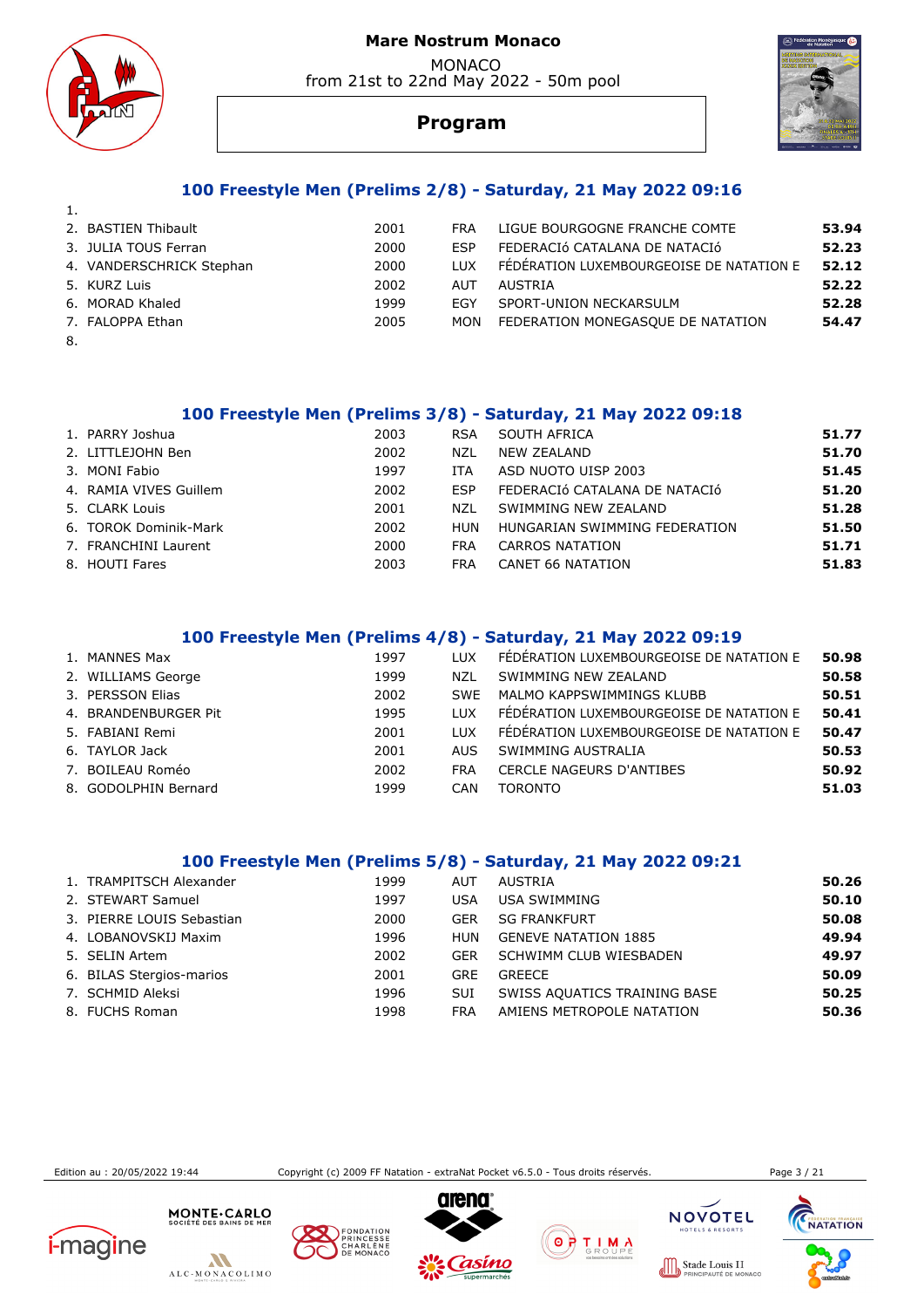# Mare Nostrum Monaco

MONACO
from 21st to 22nd May 2022 - 50m pool

## Program

### 100 Freestyle Men (Prelims 2/8) - Saturday, 21 May 2022 09:16

| | | | | | |
|---|---|---|---|---|---|
| 1. | | | | | |
| 2. | BASTIEN Thibault | 2001 | FRA | LIGUE BOURGOGNE FRANCHE COMTE | **53.94** |
| 3. | JULIA TOUS Ferran | 2000 | ESP | FEDERACIó CATALANA DE NATACIó | **52.23** |
| 4. | VANDERSCHRICK Stephan | 2000 | LUX | FÉDÉRATION LUXEMBOURGEOISE DE NATATION E | **52.12** |
| 5. | KURZ Luis | 2002 | AUT | AUSTRIA | **52.22** |
| 6. | MORAD Khaled | 1999 | EGY | SPORT-UNION NECKARSULM | **52.28** |
| 7. | FALOPPA Ethan | 2005 | MON | FEDERATION MONEGASQUE DE NATATION | **54.47** |
| 8. | | | | | |

### 100 Freestyle Men (Prelims 3/8) - Saturday, 21 May 2022 09:18

| | | | | | |
|---|---|---|---|---|---|
| 1. | PARRY Joshua | 2003 | RSA | SOUTH AFRICA | **51.77** |
| 2. | LITTLEJOHN Ben | 2002 | NZL | NEW ZEALAND | **51.70** |
| 3. | MONI Fabio | 1997 | ITA | ASD NUOTO UISP 2003 | **51.45** |
| 4. | RAMIA VIVES Guillem | 2002 | ESP | FEDERACIó CATALANA DE NATACIó | **51.20** |
| 5. | CLARK Louis | 2001 | NZL | SWIMMING NEW ZEALAND | **51.28** |
| 6. | TOROK Dominik-Mark | 2002 | HUN | HUNGARIAN SWIMMING FEDERATION | **51.50** |
| 7. | FRANCHINI Laurent | 2000 | FRA | CARROS NATATION | **51.71** |
| 8. | HOUTI Fares | 2003 | FRA | CANET 66 NATATION | **51.83** |

### 100 Freestyle Men (Prelims 4/8) - Saturday, 21 May 2022 09:19

| | | | | | |
|---|---|---|---|---|---|
| 1. | MANNES Max | 1997 | LUX | FÉDÉRATION LUXEMBOURGEOISE DE NATATION E | **50.98** |
| 2. | WILLIAMS George | 1999 | NZL | SWIMMING NEW ZEALAND | **50.58** |
| 3. | PERSSON Elias | 2002 | SWE | MALMO KAPPSWIMMINGS KLUBB | **50.51** |
| 4. | BRANDENBURGER Pit | 1995 | LUX | FÉDÉRATION LUXEMBOURGEOISE DE NATATION E | **50.41** |
| 5. | FABIANI Remi | 2001 | LUX | FÉDÉRATION LUXEMBOURGEOISE DE NATATION E | **50.47** |
| 6. | TAYLOR Jack | 2001 | AUS | SWIMMING AUSTRALIA | **50.53** |
| 7. | BOILEAU Roméo | 2002 | FRA | CERCLE NAGEURS D'ANTIBES | **50.92** |
| 8. | GODOLPHIN Bernard | 1999 | CAN | TORONTO | **51.03** |

### 100 Freestyle Men (Prelims 5/8) - Saturday, 21 May 2022 09:21

| | | | | | |
|---|---|---|---|---|---|
| 1. | TRAMPITSCH Alexander | 1999 | AUT | AUSTRIA | **50.26** |
| 2. | STEWART Samuel | 1997 | USA | USA SWIMMING | **50.10** |
| 3. | PIERRE LOUIS Sebastian | 2000 | GER | SG FRANKFURT | **50.08** |
| 4. | LOBANOVSKIJ Maxim | 1996 | HUN | GENEVE NATATION 1885 | **49.94** |
| 5. | SELIN Artem | 2002 | GER | SCHWIMM CLUB WIESBADEN | **49.97** |
| 6. | BILAS Stergios-marios | 2001 | GRE | GREECE | **50.09** |
| 7. | SCHMID Aleksi | 1996 | SUI | SWISS AQUATICS TRAINING BASE | **50.25** |
| 8. | FUCHS Roman | 1998 | FRA | AMIENS METROPOLE NATATION | **50.36** |

Edition au : 20/05/2022 19:44 Copyright (c) 2009 FF Natation - extraNat Pocket v6.5.0 - Tous droits réservés.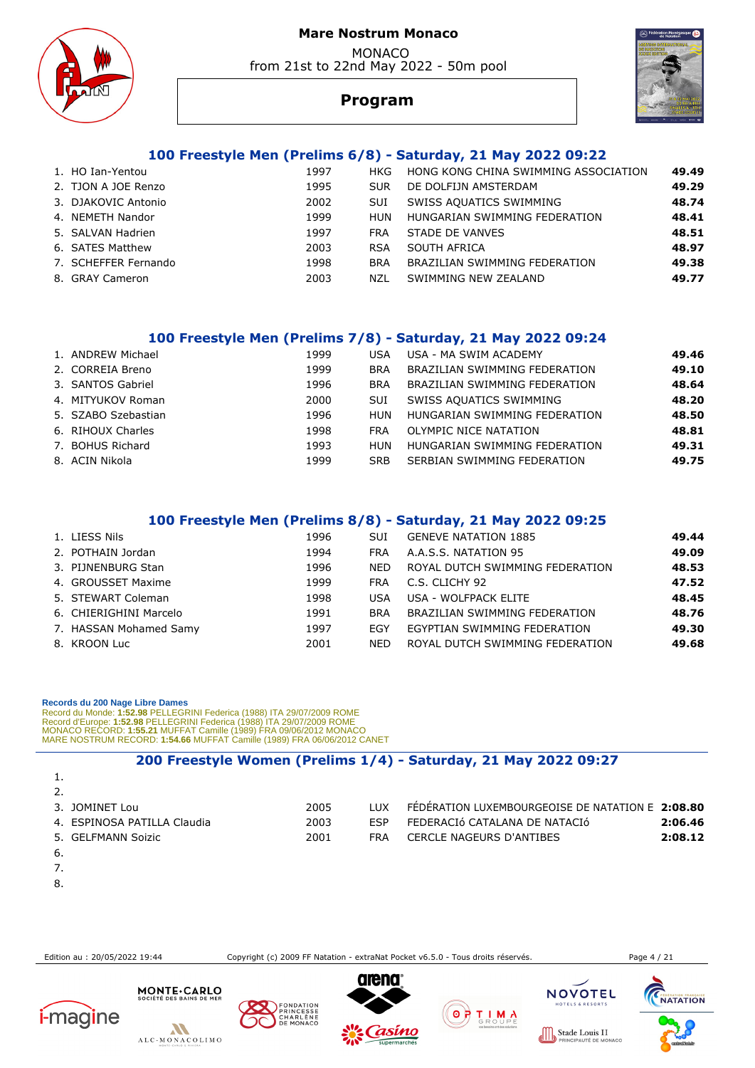## 100 Freestyle Men (Prelims 6/8) - Saturday, 21 May 2022 09:22

| | | | | | |
|---|---|---|---|---|---|
| 1. | HO Ian-Yentou | 1997 | HKG | HONG KONG CHINA SWIMMING ASSOCIATION | **49.49** |
| 2. | TJON A JOE Renzo | 1995 | SUR | DE DOLFIJN AMSTERDAM | **49.29** |
| 3. | DJAKOVIC Antonio | 2002 | SUI | SWISS AQUATICS SWIMMING | **48.74** |
| 4. | NEMETH Nandor | 1999 | HUN | HUNGARIAN SWIMMING FEDERATION | **48.41** |
| 5. | SALVAN Hadrien | 1997 | FRA | STADE DE VANVES | **48.51** |
| 6. | SATES Matthew | 2003 | RSA | SOUTH AFRICA | **48.97** |
| 7. | SCHEFFER Fernando | 1998 | BRA | BRAZILIAN SWIMMING FEDERATION | **49.38** |
| 8. | GRAY Cameron | 2003 | NZL | SWIMMING NEW ZEALAND | **49.77** |

## 100 Freestyle Men (Prelims 7/8) - Saturday, 21 May 2022 09:24

| | | | | | |
|---|---|---|---|---|---|
| 1. | ANDREW Michael | 1999 | USA | USA - MA SWIM ACADEMY | **49.46** |
| 2. | CORREIA Breno | 1999 | BRA | BRAZILIAN SWIMMING FEDERATION | **49.10** |
| 3. | SANTOS Gabriel | 1996 | BRA | BRAZILIAN SWIMMING FEDERATION | **48.64** |
| 4. | MITYUKOV Roman | 2000 | SUI | SWISS AQUATICS SWIMMING | **48.20** |
| 5. | SZABO Szebastian | 1996 | HUN | HUNGARIAN SWIMMING FEDERATION | **48.50** |
| 6. | RIHOUX Charles | 1998 | FRA | OLYMPIC NICE NATATION | **48.81** |
| 7. | BOHUS Richard | 1993 | HUN | HUNGARIAN SWIMMING FEDERATION | **49.31** |
| 8. | ACIN Nikola | 1999 | SRB | SERBIAN SWIMMING FEDERATION | **49.75** |

## 100 Freestyle Men (Prelims 8/8) - Saturday, 21 May 2022 09:25

| | | | | | |
|---|---|---|---|---|---|
| 1. | LIESS Nils | 1996 | SUI | GENEVE NATATION 1885 | **49.44** |
| 2. | POTHAIN Jordan | 1994 | FRA | A.A.S.S. NATATION 95 | **49.09** |
| 3. | PIJNENBURG Stan | 1996 | NED | ROYAL DUTCH SWIMMING FEDERATION | **48.53** |
| 4. | GROUSSET Maxime | 1999 | FRA | C.S. CLICHY 92 | **47.52** |
| 5. | STEWART Coleman | 1998 | USA | USA - WOLFPACK ELITE | **48.45** |
| 6. | CHIERIGHINI Marcelo | 1991 | BRA | BRAZILIAN SWIMMING FEDERATION | **48.76** |
| 7. | HASSAN Mohamed Samy | 1997 | EGY | EGYPTIAN SWIMMING FEDERATION | **49.30** |
| 8. | KROON Luc | 2001 | NED | ROYAL DUTCH SWIMMING FEDERATION | **49.68** |

**Records du 200 Nage Libre Dames**
Record du Monde: **1:52.98** PELLEGRINI Federica (1988) ITA 29/07/2009 ROME
Record d'Europe: **1:52.98** PELLEGRINI Federica (1988) ITA 29/07/2009 ROME
MONACO RECORD: **1:55.21** MUFFAT Camille (1989) FRA 09/06/2012 MONACO
MARE NOSTRUM RECORD: **1:54.66** MUFFAT Camille (1989) FRA 06/06/2012 CANET

## 200 Freestyle Women (Prelims 1/4) - Saturday, 21 May 2022 09:27

| | | | | | |
|---|---|---|---|---|---|
| 1. | | | | | |
| 2. | | | | | |
| 3. | JOMINET Lou | 2005 | LUX | FÉDÉRATION LUXEMBOURGEOISE DE NATATION E | **2:08.80** |
| 4. | ESPINOSA PATILLA Claudia | 2003 | ESP | FEDERACIÓ CATALANA DE NATACIÓ | **2:06.46** |
| 5. | GELFMANN Soizic | 2001 | FRA | CERCLE NAGEURS D'ANTIBES | **2:08.12** |
| 6. | | | | | |
| 7. | | | | | |
| 8. | | | | | |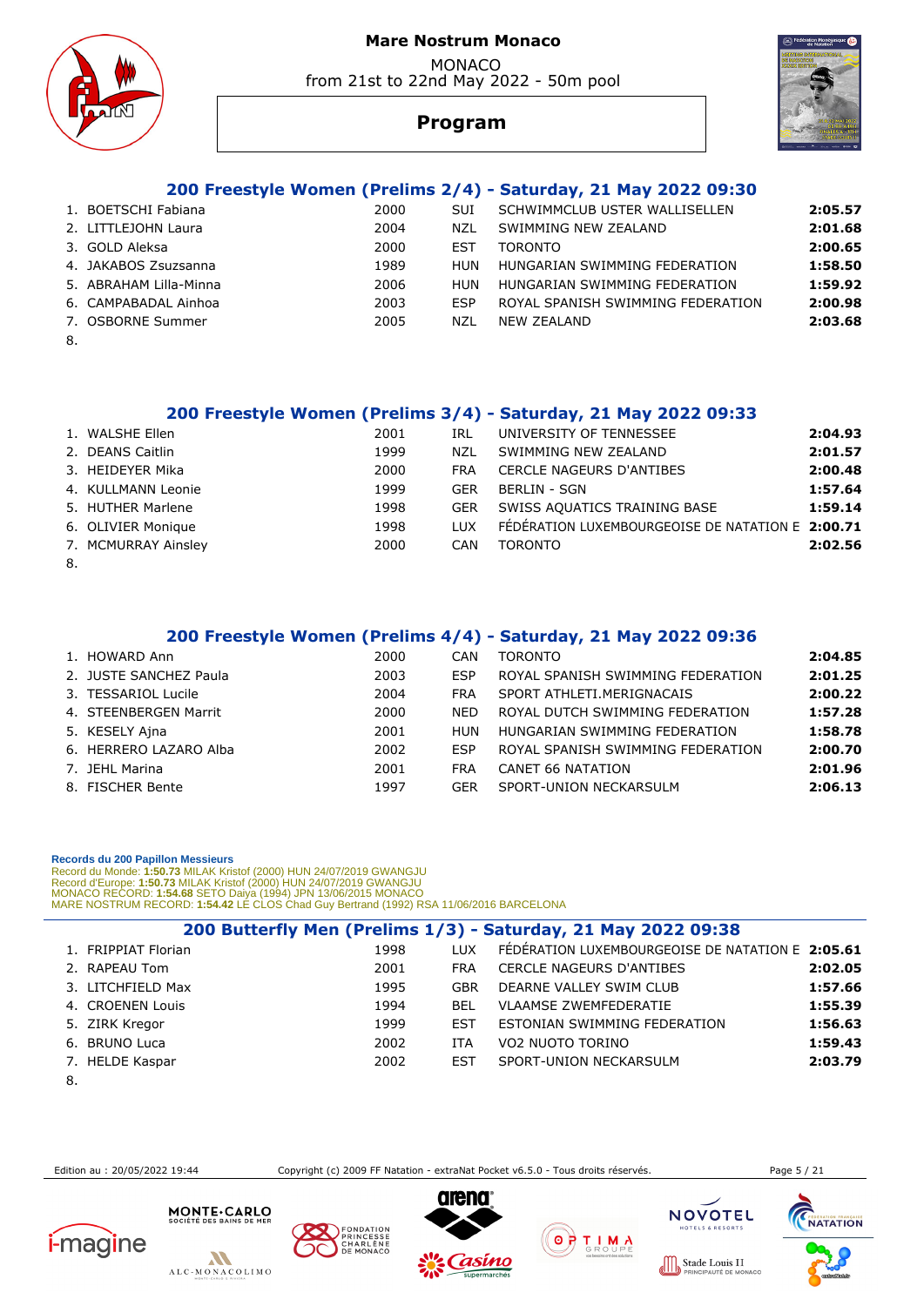## 200 Freestyle Women (Prelims 2/4) - Saturday, 21 May 2022 09:30

| | Name | Year | Nat | Club | Time |
|---|---|---|---|---|---|
| 1. | BOETSCHI Fabiana | 2000 | SUI | SCHWIMMCLUB USTER WALLISELLEN | **2:05.57** |
| 2. | LITTLEJOHN Laura | 2004 | NZL | SWIMMING NEW ZEALAND | **2:01.68** |
| 3. | GOLD Aleksa | 2000 | EST | TORONTO | **2:00.65** |
| 4. | JAKABOS Zsuzsanna | 1989 | HUN | HUNGARIAN SWIMMING FEDERATION | **1:58.50** |
| 5. | ABRAHAM Lilla-Minna | 2006 | HUN | HUNGARIAN SWIMMING FEDERATION | **1:59.92** |
| 6. | CAMPABADAL Ainhoa | 2003 | ESP | ROYAL SPANISH SWIMMING FEDERATION | **2:00.98** |
| 7. | OSBORNE Summer | 2005 | NZL | NEW ZEALAND | **2:03.68** |
| 8. | | | | | |

## 200 Freestyle Women (Prelims 3/4) - Saturday, 21 May 2022 09:33

| | Name | Year | Nat | Club | Time |
|---|---|---|---|---|---|
| 1. | WALSHE Ellen | 2001 | IRL | UNIVERSITY OF TENNESSEE | **2:04.93** |
| 2. | DEANS Caitlin | 1999 | NZL | SWIMMING NEW ZEALAND | **2:01.57** |
| 3. | HEIDEYER Mika | 2000 | FRA | CERCLE NAGEURS D'ANTIBES | **2:00.48** |
| 4. | KULLMANN Leonie | 1999 | GER | BERLIN - SGN | **1:57.64** |
| 5. | HUTHER Marlene | 1998 | GER | SWISS AQUATICS TRAINING BASE | **1:59.14** |
| 6. | OLIVIER Monique | 1998 | LUX | FÉDÉRATION LUXEMBOURGEOISE DE NATATION E | **2:00.71** |
| 7. | MCMURRAY Ainsley | 2000 | CAN | TORONTO | **2:02.56** |
| 8. | | | | | |

## 200 Freestyle Women (Prelims 4/4) - Saturday, 21 May 2022 09:36

| | Name | Year | Nat | Club | Time |
|---|---|---|---|---|---|
| 1. | HOWARD Ann | 2000 | CAN | TORONTO | **2:04.85** |
| 2. | JUSTE SANCHEZ Paula | 2003 | ESP | ROYAL SPANISH SWIMMING FEDERATION | **2:01.25** |
| 3. | TESSARIOL Lucile | 2004 | FRA | SPORT ATHLETI.MERIGNACAIS | **2:00.22** |
| 4. | STEENBERGEN Marrit | 2000 | NED | ROYAL DUTCH SWIMMING FEDERATION | **1:57.28** |
| 5. | KESELY Ajna | 2001 | HUN | HUNGARIAN SWIMMING FEDERATION | **1:58.78** |
| 6. | HERRERO LAZARO Alba | 2002 | ESP | ROYAL SPANISH SWIMMING FEDERATION | **2:00.70** |
| 7. | JEHL Marina | 2001 | FRA | CANET 66 NATATION | **2:01.96** |
| 8. | FISCHER Bente | 1997 | GER | SPORT-UNION NECKARSULM | **2:06.13** |

**Records du 200 Papillon Messieurs**
Record du Monde: **1:50.73** MILAK Kristof (2000) HUN 24/07/2019 GWANGJU
Record d'Europe: **1:50.73** MILAK Kristof (2000) HUN 24/07/2019 GWANGJU
MONACO RECORD: **1:54.68** SETO Daiya (1994) JPN 13/06/2015 MONACO
MARE NOSTRUM RECORD: **1:54.42** LE CLOS Chad Guy Bertrand (1992) RSA 11/06/2016 BARCELONA

## 200 Butterfly Men (Prelims 1/3) - Saturday, 21 May 2022 09:38

| | Name | Year | Nat | Club | Time |
|---|---|---|---|---|---|
| 1. | FRIPPIAT Florian | 1998 | LUX | FÉDÉRATION LUXEMBOURGEOISE DE NATATION E | **2:05.61** |
| 2. | RAPEAU Tom | 2001 | FRA | CERCLE NAGEURS D'ANTIBES | **2:02.05** |
| 3. | LITCHFIELD Max | 1995 | GBR | DEARNE VALLEY SWIM CLUB | **1:57.66** |
| 4. | CROENEN Louis | 1994 | BEL | VLAAMSE ZWEMFEDERATIE | **1:55.39** |
| 5. | ZIRK Kregor | 1999 | EST | ESTONIAN SWIMMING FEDERATION | **1:56.63** |
| 6. | BRUNO Luca | 2002 | ITA | VO2 NUOTO TORINO | **1:59.43** |
| 7. | HELDE Kaspar | 2002 | EST | SPORT-UNION NECKARSULM | **2:03.79** |
| 8. | | | | | |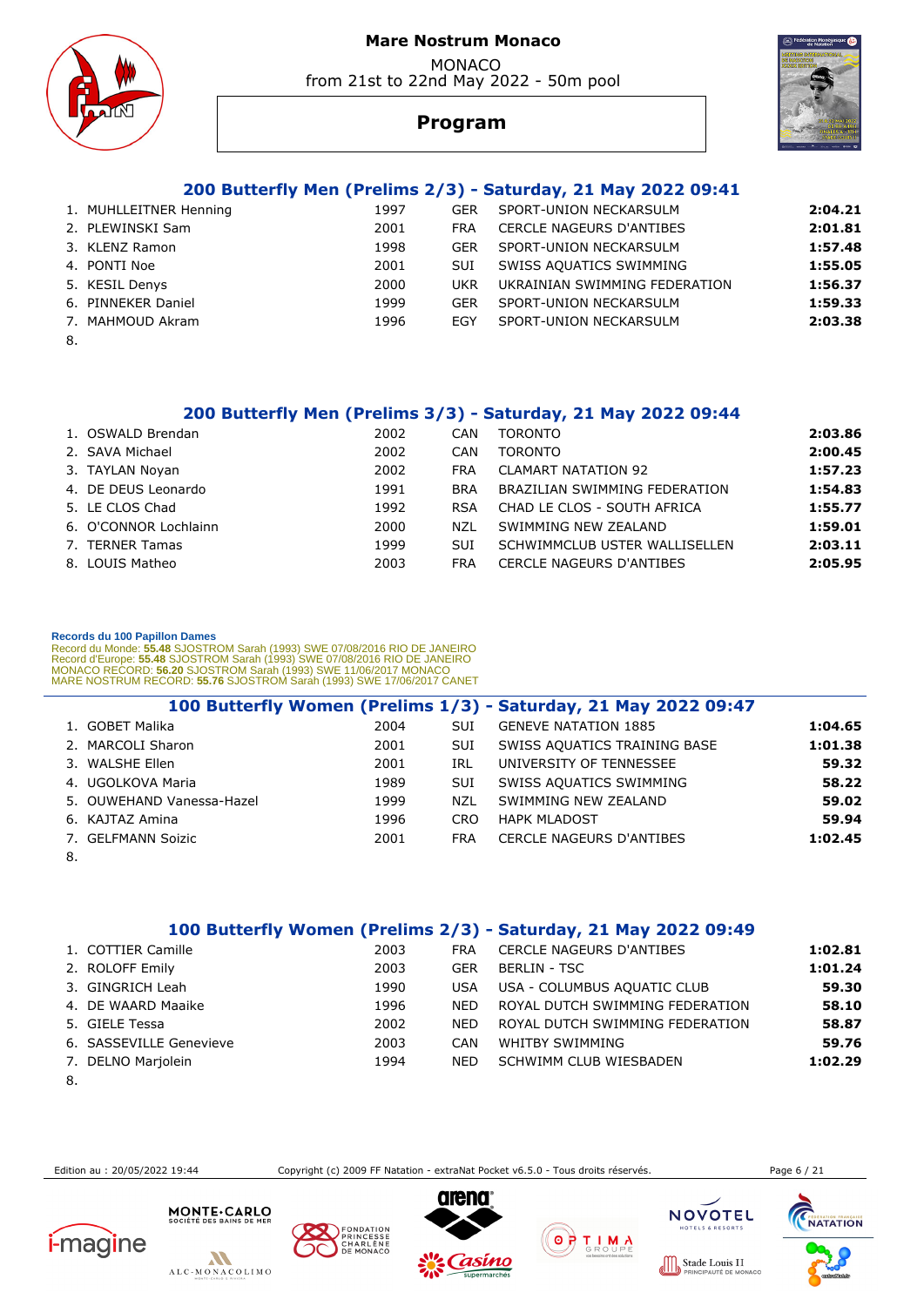# Mare Nostrum Monaco

MONACO
from 21st to 22nd May 2022 - 50m pool

## Program

### 200 Butterfly Men (Prelims 2/3) - Saturday, 21 May 2022 09:41

| | | | | | |
|---|---|---|---|---|---|
| 1. | MUHLLEITNER Henning | 1997 | GER | SPORT-UNION NECKARSULM | **2:04.21** |
| 2. | PLEWINSKI Sam | 2001 | FRA | CERCLE NAGEURS D'ANTIBES | **2:01.81** |
| 3. | KLENZ Ramon | 1998 | GER | SPORT-UNION NECKARSULM | **1:57.48** |
| 4. | PONTI Noe | 2001 | SUI | SWISS AQUATICS SWIMMING | **1:55.05** |
| 5. | KESIL Denys | 2000 | UKR | UKRAINIAN SWIMMING FEDERATION | **1:56.37** |
| 6. | PINNEKER Daniel | 1999 | GER | SPORT-UNION NECKARSULM | **1:59.33** |
| 7. | MAHMOUD Akram | 1996 | EGY | SPORT-UNION NECKARSULM | **2:03.38** |
| 8. | | | | | |

### 200 Butterfly Men (Prelims 3/3) - Saturday, 21 May 2022 09:44

| | | | | | |
|---|---|---|---|---|---|
| 1. | OSWALD Brendan | 2002 | CAN | TORONTO | **2:03.86** |
| 2. | SAVA Michael | 2002 | CAN | TORONTO | **2:00.45** |
| 3. | TAYLAN Noyan | 2002 | FRA | CLAMART NATATION 92 | **1:57.23** |
| 4. | DE DEUS Leonardo | 1991 | BRA | BRAZILIAN SWIMMING FEDERATION | **1:54.83** |
| 5. | LE CLOS Chad | 1992 | RSA | CHAD LE CLOS - SOUTH AFRICA | **1:55.77** |
| 6. | O'CONNOR Lochlainn | 2000 | NZL | SWIMMING NEW ZEALAND | **1:59.01** |
| 7. | TERNER Tamas | 1999 | SUI | SCHWIMMCLUB USTER WALLISELLEN | **2:03.11** |
| 8. | LOUIS Matheo | 2003 | FRA | CERCLE NAGEURS D'ANTIBES | **2:05.95** |

**Records du 100 Papillon Dames**
Record du Monde: **55.48** SJOSTROM Sarah (1993) SWE 07/08/2016 RIO DE JANEIRO
Record d'Europe: **55.48** SJOSTROM Sarah (1993) SWE 07/08/2016 RIO DE JANEIRO
MONACO RECORD: **56.20** SJOSTROM Sarah (1993) SWE 11/06/2017 MONACO
MARE NOSTRUM RECORD: **55.76** SJOSTROM Sarah (1993) SWE 17/06/2017 CANET

### 100 Butterfly Women (Prelims 1/3) - Saturday, 21 May 2022 09:47

| | | | | | |
|---|---|---|---|---|---|
| 1. | GOBET Malika | 2004 | SUI | GENEVE NATATION 1885 | **1:04.65** |
| 2. | MARCOLI Sharon | 2001 | SUI | SWISS AQUATICS TRAINING BASE | **1:01.38** |
| 3. | WALSHE Ellen | 2001 | IRL | UNIVERSITY OF TENNESSEE | **59.32** |
| 4. | UGOLKOVA Maria | 1989 | SUI | SWISS AQUATICS SWIMMING | **58.22** |
| 5. | OUWEHAND Vanessa-Hazel | 1999 | NZL | SWIMMING NEW ZEALAND | **59.02** |
| 6. | KAJTAZ Amina | 1996 | CRO | HAPK MLADOST | **59.94** |
| 7. | GELFMANN Soizic | 2001 | FRA | CERCLE NAGEURS D'ANTIBES | **1:02.45** |
| 8. | | | | | |

### 100 Butterfly Women (Prelims 2/3) - Saturday, 21 May 2022 09:49

| | | | | | |
|---|---|---|---|---|---|
| 1. | COTTIER Camille | 2003 | FRA | CERCLE NAGEURS D'ANTIBES | **1:02.81** |
| 2. | ROLOFF Emily | 2003 | GER | BERLIN - TSC | **1:01.24** |
| 3. | GINGRICH Leah | 1990 | USA | USA - COLUMBUS AQUATIC CLUB | **59.30** |
| 4. | DE WAARD Maaike | 1996 | NED | ROYAL DUTCH SWIMMING FEDERATION | **58.10** |
| 5. | GIELE Tessa | 2002 | NED | ROYAL DUTCH SWIMMING FEDERATION | **58.87** |
| 6. | SASSEVILLE Genevieve | 2003 | CAN | WHITBY SWIMMING | **59.76** |
| 7. | DELNO Marjolein | 1994 | NED | SCHWIMM CLUB WIESBADEN | **1:02.29** |
| 8. | | | | | |

Edition au : 20/05/2022 19:44    Copyright (c) 2009 FF Natation - extraNat Pocket v6.5.0 - Tous droits réservés.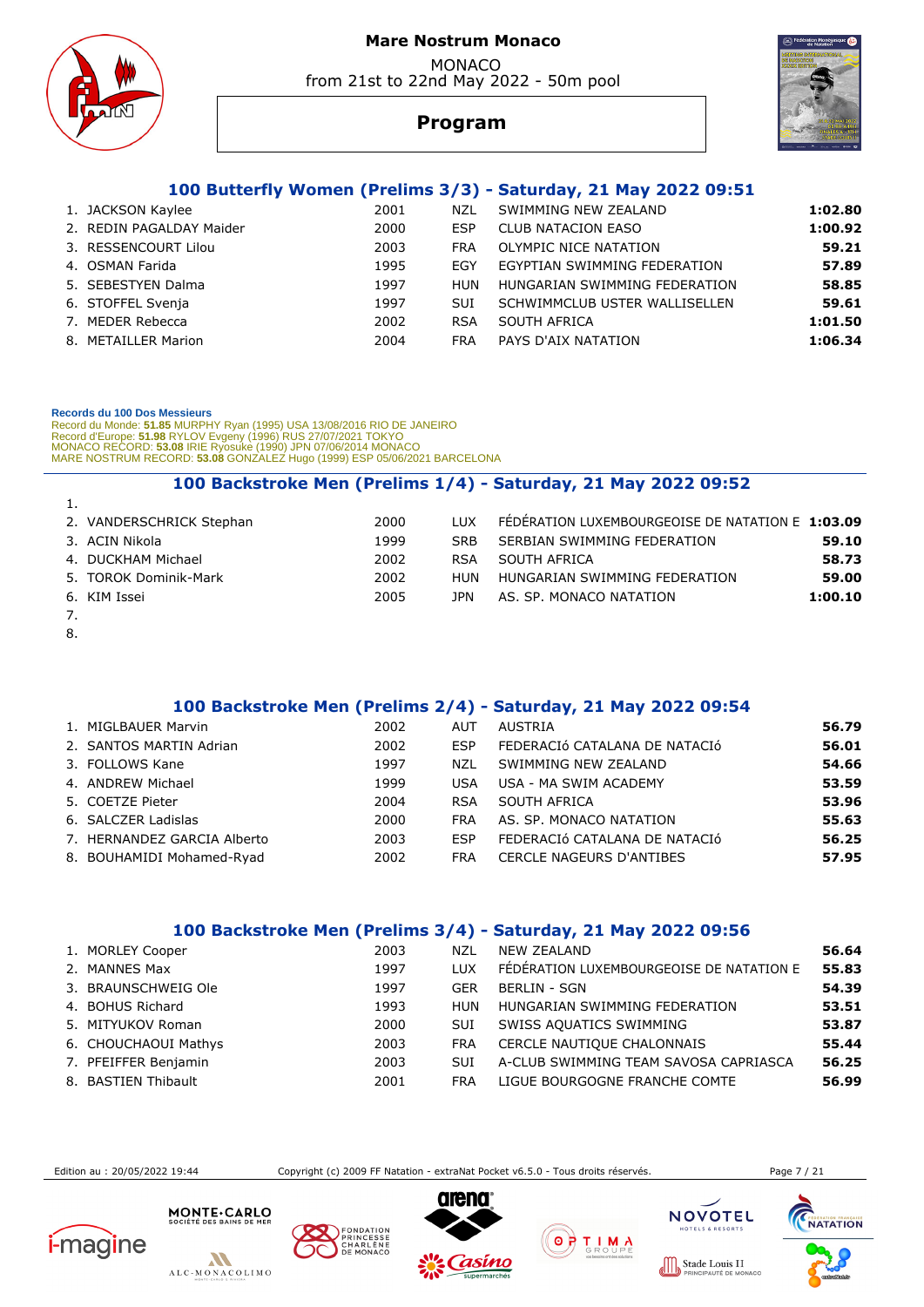# Mare Nostrum Monaco

MONACO
from 21st to 22nd May 2022 - 50m pool

## Program

### 100 Butterfly Women (Prelims 3/3) - Saturday, 21 May 2022 09:51

| | | | | | |
|---|---|---|---|---|---|
| 1. | JACKSON Kaylee | 2001 | NZL | SWIMMING NEW ZEALAND | **1:02.80** |
| 2. | REDIN PAGALDAY Maider | 2000 | ESP | CLUB NATACION EASO | **1:00.92** |
| 3. | RESSENCOURT Lilou | 2003 | FRA | OLYMPIC NICE NATATION | **59.21** |
| 4. | OSMAN Farida | 1995 | EGY | EGYPTIAN SWIMMING FEDERATION | **57.89** |
| 5. | SEBESTYEN Dalma | 1997 | HUN | HUNGARIAN SWIMMING FEDERATION | **58.85** |
| 6. | STOFFEL Svenja | 1997 | SUI | SCHWIMMCLUB USTER WALLISELLEN | **59.61** |
| 7. | MEDER Rebecca | 2002 | RSA | SOUTH AFRICA | **1:01.50** |
| 8. | METAILLER Marion | 2004 | FRA | PAYS D'AIX NATATION | **1:06.34** |

**Records du 100 Dos Messieurs**
Record du Monde: **51.85** MURPHY Ryan (1995) USA 13/08/2016 RIO DE JANEIRO
Record d'Europe: **51.98** RYLOV Evgeny (1996) RUS 27/07/2021 TOKYO
MONACO RECORD: **53.08** IRIE Ryosuke (1990) JPN 07/06/2014 MONACO
MARE NOSTRUM RECORD: **53.08** GONZALEZ Hugo (1999) ESP 05/06/2021 BARCELONA

### 100 Backstroke Men (Prelims 1/4) - Saturday, 21 May 2022 09:52

| | | | | | |
|---|---|---|---|---|---|
| 1. | | | | | |
| 2. | VANDERSCHRICK Stephan | 2000 | LUX | FÉDÉRATION LUXEMBOURGEOISE DE NATATION E | **1:03.09** |
| 3. | ACIN Nikola | 1999 | SRB | SERBIAN SWIMMING FEDERATION | **59.10** |
| 4. | DUCKHAM Michael | 2002 | RSA | SOUTH AFRICA | **58.73** |
| 5. | TOROK Dominik-Mark | 2002 | HUN | HUNGARIAN SWIMMING FEDERATION | **59.00** |
| 6. | KIM Issei | 2005 | JPN | AS. SP. MONACO NATATION | **1:00.10** |
| 7. | | | | | |
| 8. | | | | | |

### 100 Backstroke Men (Prelims 2/4) - Saturday, 21 May 2022 09:54

| | | | | | |
|---|---|---|---|---|---|
| 1. | MIGLBAUER Marvin | 2002 | AUT | AUSTRIA | **56.79** |
| 2. | SANTOS MARTIN Adrian | 2002 | ESP | FEDERACIó CATALANA DE NATACIó | **56.01** |
| 3. | FOLLOWS Kane | 1997 | NZL | SWIMMING NEW ZEALAND | **54.66** |
| 4. | ANDREW Michael | 1999 | USA | USA - MA SWIM ACADEMY | **53.59** |
| 5. | COETZE Pieter | 2004 | RSA | SOUTH AFRICA | **53.96** |
| 6. | SALCZER Ladislas | 2000 | FRA | AS. SP. MONACO NATATION | **55.63** |
| 7. | HERNANDEZ GARCIA Alberto | 2003 | ESP | FEDERACIó CATALANA DE NATACIó | **56.25** |
| 8. | BOUHAMIDI Mohamed-Ryad | 2002 | FRA | CERCLE NAGEURS D'ANTIBES | **57.95** |

### 100 Backstroke Men (Prelims 3/4) - Saturday, 21 May 2022 09:56

| | | | | | |
|---|---|---|---|---|---|
| 1. | MORLEY Cooper | 2003 | NZL | NEW ZEALAND | **56.64** |
| 2. | MANNES Max | 1997 | LUX | FÉDÉRATION LUXEMBOURGEOISE DE NATATION E | **55.83** |
| 3. | BRAUNSCHWEIG Ole | 1997 | GER | BERLIN - SGN | **54.39** |
| 4. | BOHUS Richard | 1993 | HUN | HUNGARIAN SWIMMING FEDERATION | **53.51** |
| 5. | MITYUKOV Roman | 2000 | SUI | SWISS AQUATICS SWIMMING | **53.87** |
| 6. | CHOUCHAOUI Mathys | 2003 | FRA | CERCLE NAUTIQUE CHALONNAIS | **55.44** |
| 7. | PFEIFFER Benjamin | 2003 | SUI | A-CLUB SWIMMING TEAM SAVOSA CAPRIASCA | **56.25** |
| 8. | BASTIEN Thibault | 2001 | FRA | LIGUE BOURGOGNE FRANCHE COMTE | **56.99** |

Edition au : 20/05/2022 19:44 — Copyright (c) 2009 FF Natation - extraNat Pocket v6.5.0 - Tous droits réservés.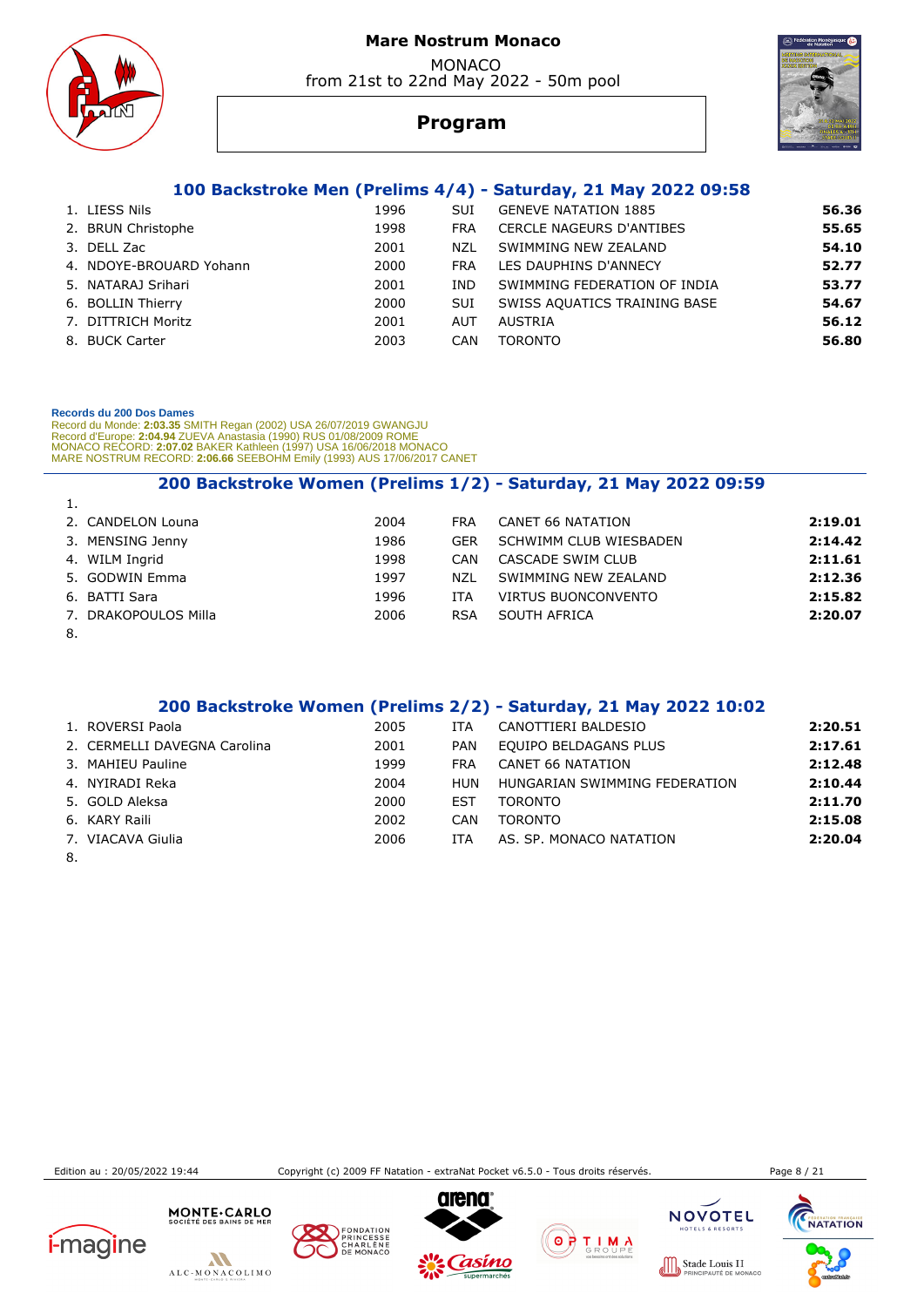# Mare Nostrum Monaco

MONACO
from 21st to 22nd May 2022 - 50m pool

## Program

### 100 Backstroke Men (Prelims 4/4) - Saturday, 21 May 2022 09:58

| | | | | | |
|---|---|---|---|---|---|
| 1. | LIESS Nils | 1996 | SUI | GENEVE NATATION 1885 | **56.36** |
| 2. | BRUN Christophe | 1998 | FRA | CERCLE NAGEURS D'ANTIBES | **55.65** |
| 3. | DELL Zac | 2001 | NZL | SWIMMING NEW ZEALAND | **54.10** |
| 4. | NDOYE-BROUARD Yohann | 2000 | FRA | LES DAUPHINS D'ANNECY | **52.77** |
| 5. | NATARAJ Srihari | 2001 | IND | SWIMMING FEDERATION OF INDIA | **53.77** |
| 6. | BOLLIN Thierry | 2000 | SUI | SWISS AQUATICS TRAINING BASE | **54.67** |
| 7. | DITTRICH Moritz | 2001 | AUT | AUSTRIA | **56.12** |
| 8. | BUCK Carter | 2003 | CAN | TORONTO | **56.80** |

**Records du 200 Dos Dames**
Record du Monde: **2:03.35** SMITH Regan (2002) USA 26/07/2019 GWANGJU
Record d'Europe: **2:04.94** ZUEVA Anastasia (1990) RUS 01/08/2009 ROME
MONACO RECORD: **2:07.02** BAKER Kathleen (1997) USA 16/06/2018 MONACO
MARE NOSTRUM RECORD: **2:06.66** SEEBOHM Emily (1993) AUS 17/06/2017 CANET

### 200 Backstroke Women (Prelims 1/2) - Saturday, 21 May 2022 09:59

| | | | | | |
|---|---|---|---|---|---|
| 1. | | | | | |
| 2. | CANDELON Louna | 2004 | FRA | CANET 66 NATATION | **2:19.01** |
| 3. | MENSING Jenny | 1986 | GER | SCHWIMM CLUB WIESBADEN | **2:14.42** |
| 4. | WILM Ingrid | 1998 | CAN | CASCADE SWIM CLUB | **2:11.61** |
| 5. | GODWIN Emma | 1997 | NZL | SWIMMING NEW ZEALAND | **2:12.36** |
| 6. | BATTI Sara | 1996 | ITA | VIRTUS BUONCONVENTO | **2:15.82** |
| 7. | DRAKOPOULOS Milla | 2006 | RSA | SOUTH AFRICA | **2:20.07** |
| 8. | | | | | |

### 200 Backstroke Women (Prelims 2/2) - Saturday, 21 May 2022 10:02

| | | | | | |
|---|---|---|---|---|---|
| 1. | ROVERSI Paola | 2005 | ITA | CANOTTIERI BALDESIO | **2:20.51** |
| 2. | CERMELLI DAVEGNA Carolina | 2001 | PAN | EQUIPO BELDAGANS PLUS | **2:17.61** |
| 3. | MAHIEU Pauline | 1999 | FRA | CANET 66 NATATION | **2:12.48** |
| 4. | NYIRADI Reka | 2004 | HUN | HUNGARIAN SWIMMING FEDERATION | **2:10.44** |
| 5. | GOLD Aleksa | 2000 | EST | TORONTO | **2:11.70** |
| 6. | KARY Raili | 2002 | CAN | TORONTO | **2:15.08** |
| 7. | VIACAVA Giulia | 2006 | ITA | AS. SP. MONACO NATATION | **2:20.04** |
| 8. | | | | | |

Edition au : 20/05/2022 19:44 Copyright (c) 2009 FF Natation - extraNat Pocket v6.5.0 - Tous droits réservés.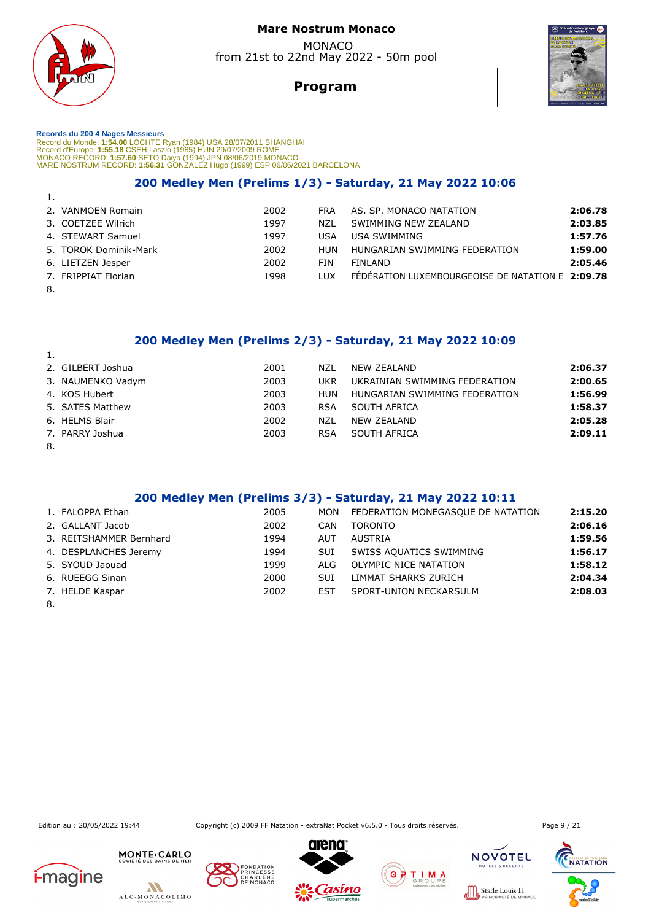# Mare Nostrum Monaco

MONACO
from 21st to 22nd May 2022 - 50m pool

## Program

**Records du 200 4 Nages Messieurs**
Record du Monde: **1:54.00** LOCHTE Ryan (1984) USA 28/07/2011 SHANGHAI
Record d'Europe: **1:55.18** CSEH Laszlo (1985) HUN 29/07/2009 ROME
MONACO RECORD: **1:57.60** SETO Daiya (1994) JPN 08/06/2019 MONACO
MARE NOSTRUM RECORD: **1:56.31** GONZALEZ Hugo (1999) ESP 06/06/2021 BARCELONA

### 200 Medley Men (Prelims 1/3) - Saturday, 21 May 2022 10:06

| | | | | | |
|---|---|---|---|---|---|
| 1. | | | | | |
| 2. | VANMOEN Romain | 2002 | FRA | AS. SP. MONACO NATATION | **2:06.78** |
| 3. | COETZEE Wilrich | 1997 | NZL | SWIMMING NEW ZEALAND | **2:03.85** |
| 4. | STEWART Samuel | 1997 | USA | USA SWIMMING | **1:57.76** |
| 5. | TOROK Dominik-Mark | 2002 | HUN | HUNGARIAN SWIMMING FEDERATION | **1:59.00** |
| 6. | LIETZEN Jesper | 2002 | FIN | FINLAND | **2:05.46** |
| 7. | FRIPPIAT Florian | 1998 | LUX | FÉDÉRATION LUXEMBOURGEOISE DE NATATION E | **2:09.78** |
| 8. | | | | | |

### 200 Medley Men (Prelims 2/3) - Saturday, 21 May 2022 10:09

| | | | | | |
|---|---|---|---|---|---|
| 1. | | | | | |
| 2. | GILBERT Joshua | 2001 | NZL | NEW ZEALAND | **2:06.37** |
| 3. | NAUMENKO Vadym | 2003 | UKR | UKRAINIAN SWIMMING FEDERATION | **2:00.65** |
| 4. | KOS Hubert | 2003 | HUN | HUNGARIAN SWIMMING FEDERATION | **1:56.99** |
| 5. | SATES Matthew | 2003 | RSA | SOUTH AFRICA | **1:58.37** |
| 6. | HELMS Blair | 2002 | NZL | NEW ZEALAND | **2:05.28** |
| 7. | PARRY Joshua | 2003 | RSA | SOUTH AFRICA | **2:09.11** |
| 8. | | | | | |

### 200 Medley Men (Prelims 3/3) - Saturday, 21 May 2022 10:11

| | | | | | |
|---|---|---|---|---|---|
| 1. | FALOPPA Ethan | 2005 | MON | FEDERATION MONEGASQUE DE NATATION | **2:15.20** |
| 2. | GALLANT Jacob | 2002 | CAN | TORONTO | **2:06.16** |
| 3. | REITSHAMMER Bernhard | 1994 | AUT | AUSTRIA | **1:59.56** |
| 4. | DESPLANCHES Jeremy | 1994 | SUI | SWISS AQUATICS SWIMMING | **1:56.17** |
| 5. | SYOUD Jaouad | 1999 | ALG | OLYMPIC NICE NATATION | **1:58.12** |
| 6. | RUEEGG Sinan | 2000 | SUI | LIMMAT SHARKS ZURICH | **2:04.34** |
| 7. | HELDE Kaspar | 2002 | EST | SPORT-UNION NECKARSULM | **2:08.03** |
| 8. | | | | | |

Edition au : 20/05/2022 19:44 Copyright (c) 2009 FF Natation - extraNat Pocket v6.5.0 - Tous droits réservés.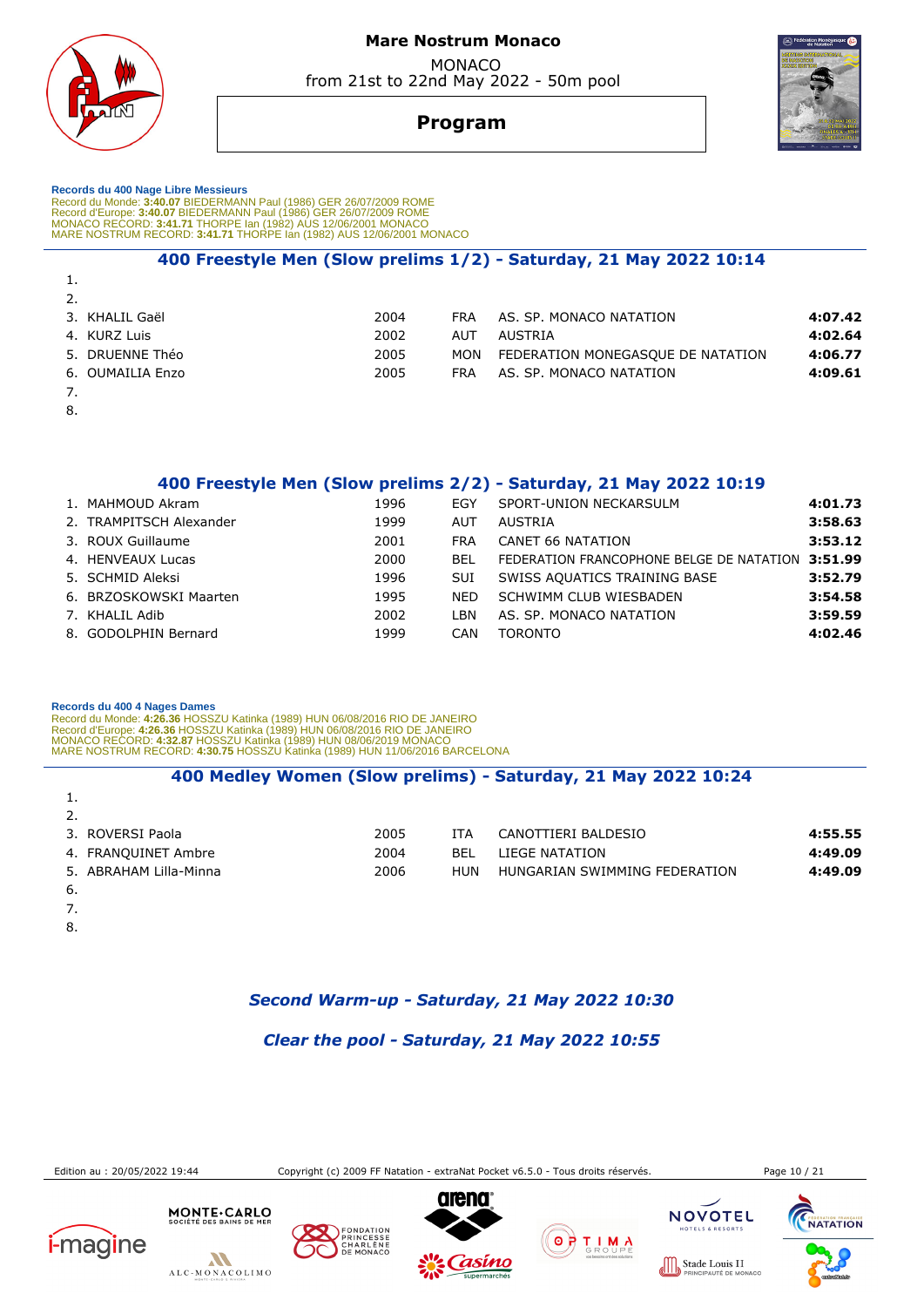# Mare Nostrum Monaco

MONACO
from 21st to 22nd May 2022 - 50m pool

## Program

**Records du 400 Nage Libre Messieurs**
Record du Monde: **3:40.07** BIEDERMANN Paul (1986) GER 26/07/2009 ROME
Record d'Europe: **3:40.07** BIEDERMANN Paul (1986) GER 26/07/2009 ROME
MONACO RECORD: **3:41.71** THORPE Ian (1982) AUS 12/06/2001 MONACO
MARE NOSTRUM RECORD: **3:41.71** THORPE Ian (1982) AUS 12/06/2001 MONACO

### 400 Freestyle Men (Slow prelims 1/2) - Saturday, 21 May 2022 10:14

| | | | | | |
|---|---|---|---|---|---|
| 1. | | | | | |
| 2. | | | | | |
| 3. | KHALIL Gaël | 2004 | FRA | AS. SP. MONACO NATATION | **4:07.42** |
| 4. | KURZ Luis | 2002 | AUT | AUSTRIA | **4:02.64** |
| 5. | DRUENNE Théo | 2005 | MON | FEDERATION MONEGASQUE DE NATATION | **4:06.77** |
| 6. | OUMAILIA Enzo | 2005 | FRA | AS. SP. MONACO NATATION | **4:09.61** |
| 7. | | | | | |
| 8. | | | | | |

### 400 Freestyle Men (Slow prelims 2/2) - Saturday, 21 May 2022 10:19

| | | | | | |
|---|---|---|---|---|---|
| 1. | MAHMOUD Akram | 1996 | EGY | SPORT-UNION NECKARSULM | **4:01.73** |
| 2. | TRAMPITSCH Alexander | 1999 | AUT | AUSTRIA | **3:58.63** |
| 3. | ROUX Guillaume | 2001 | FRA | CANET 66 NATATION | **3:53.12** |
| 4. | HENVEAUX Lucas | 2000 | BEL | FEDERATION FRANCOPHONE BELGE DE NATATION | **3:51.99** |
| 5. | SCHMID Aleksi | 1996 | SUI | SWISS AQUATICS TRAINING BASE | **3:52.79** |
| 6. | BRZOSKOWSKI Maarten | 1995 | NED | SCHWIMM CLUB WIESBADEN | **3:54.58** |
| 7. | KHALIL Adib | 2002 | LBN | AS. SP. MONACO NATATION | **3:59.59** |
| 8. | GODOLPHIN Bernard | 1999 | CAN | TORONTO | **4:02.46** |

**Records du 400 4 Nages Dames**
Record du Monde: **4:26.36** HOSSZU Katinka (1989) HUN 06/08/2016 RIO DE JANEIRO
Record d'Europe: **4:26.36** HOSSZU Katinka (1989) HUN 06/08/2016 RIO DE JANEIRO
MONACO RECORD: **4:32.87** HOSSZU Katinka (1989) HUN 08/06/2019 MONACO
MARE NOSTRUM RECORD: **4:30.75** HOSSZU Katinka (1989) HUN 11/06/2016 BARCELONA

### 400 Medley Women (Slow prelims) - Saturday, 21 May 2022 10:24

| | | | | | |
|---|---|---|---|---|---|
| 1. | | | | | |
| 2. | | | | | |
| 3. | ROVERSI Paola | 2005 | ITA | CANOTTIERI BALDESIO | **4:55.55** |
| 4. | FRANQUINET Ambre | 2004 | BEL | LIEGE NATATION | **4:49.09** |
| 5. | ABRAHAM Lilla-Minna | 2006 | HUN | HUNGARIAN SWIMMING FEDERATION | **4:49.09** |
| 6. | | | | | |
| 7. | | | | | |
| 8. | | | | | |

***Second Warm-up - Saturday, 21 May 2022 10:30***

***Clear the pool - Saturday, 21 May 2022 10:55***

Edition au : 20/05/2022 19:44    Copyright (c) 2009 FF Natation - extraNat Pocket v6.5.0 - Tous droits réservés.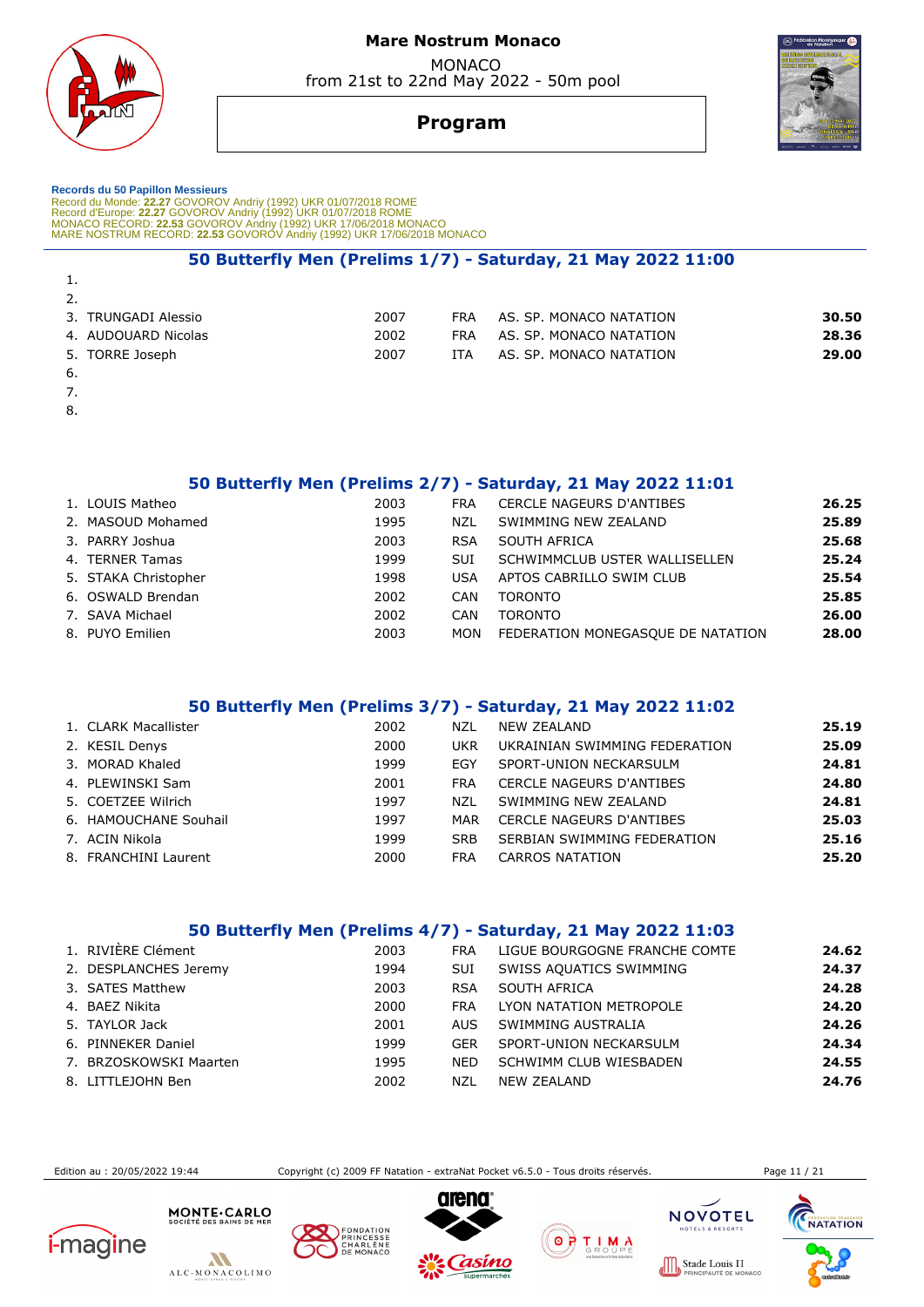# Mare Nostrum Monaco

MONACO
from 21st to 22nd May 2022 - 50m pool

## Program

**Records du 50 Papillon Messieurs**
Record du Monde: **22.27** GOVOROV Andriy (1992) UKR 01/07/2018 ROME
Record d'Europe: **22.27** GOVOROV Andriy (1992) UKR 01/07/2018 ROME
MONACO RECORD: **22.53** GOVOROV Andriy (1992) UKR 17/06/2018 MONACO
MARE NOSTRUM RECORD: **22.53** GOVOROV Andriy (1992) UKR 17/06/2018 MONACO

### 50 Butterfly Men (Prelims 1/7) - Saturday, 21 May 2022 11:00

| | | | | | |
|---|---|---|---|---|---|
| 1. | | | | | |
| 2. | | | | | |
| 3. | TRUNGADI Alessio | 2007 | FRA | AS. SP. MONACO NATATION | **30.50** |
| 4. | AUDOUARD Nicolas | 2002 | FRA | AS. SP. MONACO NATATION | **28.36** |
| 5. | TORRE Joseph | 2007 | ITA | AS. SP. MONACO NATATION | **29.00** |
| 6. | | | | | |
| 7. | | | | | |
| 8. | | | | | |

### 50 Butterfly Men (Prelims 2/7) - Saturday, 21 May 2022 11:01

| | | | | | |
|---|---|---|---|---|---|
| 1. | LOUIS Matheo | 2003 | FRA | CERCLE NAGEURS D'ANTIBES | **26.25** |
| 2. | MASOUD Mohamed | 1995 | NZL | SWIMMING NEW ZEALAND | **25.89** |
| 3. | PARRY Joshua | 2003 | RSA | SOUTH AFRICA | **25.68** |
| 4. | TERNER Tamas | 1999 | SUI | SCHWIMMCLUB USTER WALLISELLEN | **25.24** |
| 5. | STAKA Christopher | 1998 | USA | APTOS CABRILLO SWIM CLUB | **25.54** |
| 6. | OSWALD Brendan | 2002 | CAN | TORONTO | **25.85** |
| 7. | SAVA Michael | 2002 | CAN | TORONTO | **26.00** |
| 8. | PUYO Emilien | 2003 | MON | FEDERATION MONEGASQUE DE NATATION | **28.00** |

### 50 Butterfly Men (Prelims 3/7) - Saturday, 21 May 2022 11:02

| | | | | | |
|---|---|---|---|---|---|
| 1. | CLARK Macallister | 2002 | NZL | NEW ZEALAND | **25.19** |
| 2. | KESIL Denys | 2000 | UKR | UKRAINIAN SWIMMING FEDERATION | **25.09** |
| 3. | MORAD Khaled | 1999 | EGY | SPORT-UNION NECKARSULM | **24.81** |
| 4. | PLEWINSKI Sam | 2001 | FRA | CERCLE NAGEURS D'ANTIBES | **24.80** |
| 5. | COETZEE Wilrich | 1997 | NZL | SWIMMING NEW ZEALAND | **24.81** |
| 6. | HAMOUCHANE Souhail | 1997 | MAR | CERCLE NAGEURS D'ANTIBES | **25.03** |
| 7. | ACIN Nikola | 1999 | SRB | SERBIAN SWIMMING FEDERATION | **25.16** |
| 8. | FRANCHINI Laurent | 2000 | FRA | CARROS NATATION | **25.20** |

### 50 Butterfly Men (Prelims 4/7) - Saturday, 21 May 2022 11:03

| | | | | | |
|---|---|---|---|---|---|
| 1. | RIVIÈRE Clément | 2003 | FRA | LIGUE BOURGOGNE FRANCHE COMTE | **24.62** |
| 2. | DESPLANCHES Jeremy | 1994 | SUI | SWISS AQUATICS SWIMMING | **24.37** |
| 3. | SATES Matthew | 2003 | RSA | SOUTH AFRICA | **24.28** |
| 4. | BAEZ Nikita | 2000 | FRA | LYON NATATION METROPOLE | **24.20** |
| 5. | TAYLOR Jack | 2001 | AUS | SWIMMING AUSTRALIA | **24.26** |
| 6. | PINNEKER Daniel | 1999 | GER | SPORT-UNION NECKARSULM | **24.34** |
| 7. | BRZOSKOWSKI Maarten | 1995 | NED | SCHWIMM CLUB WIESBADEN | **24.55** |
| 8. | LITTLEJOHN Ben | 2002 | NZL | NEW ZEALAND | **24.76** |

Edition au : 20/05/2022 19:44 Copyright (c) 2009 FF Natation - extraNat Pocket v6.5.0 - Tous droits réservés.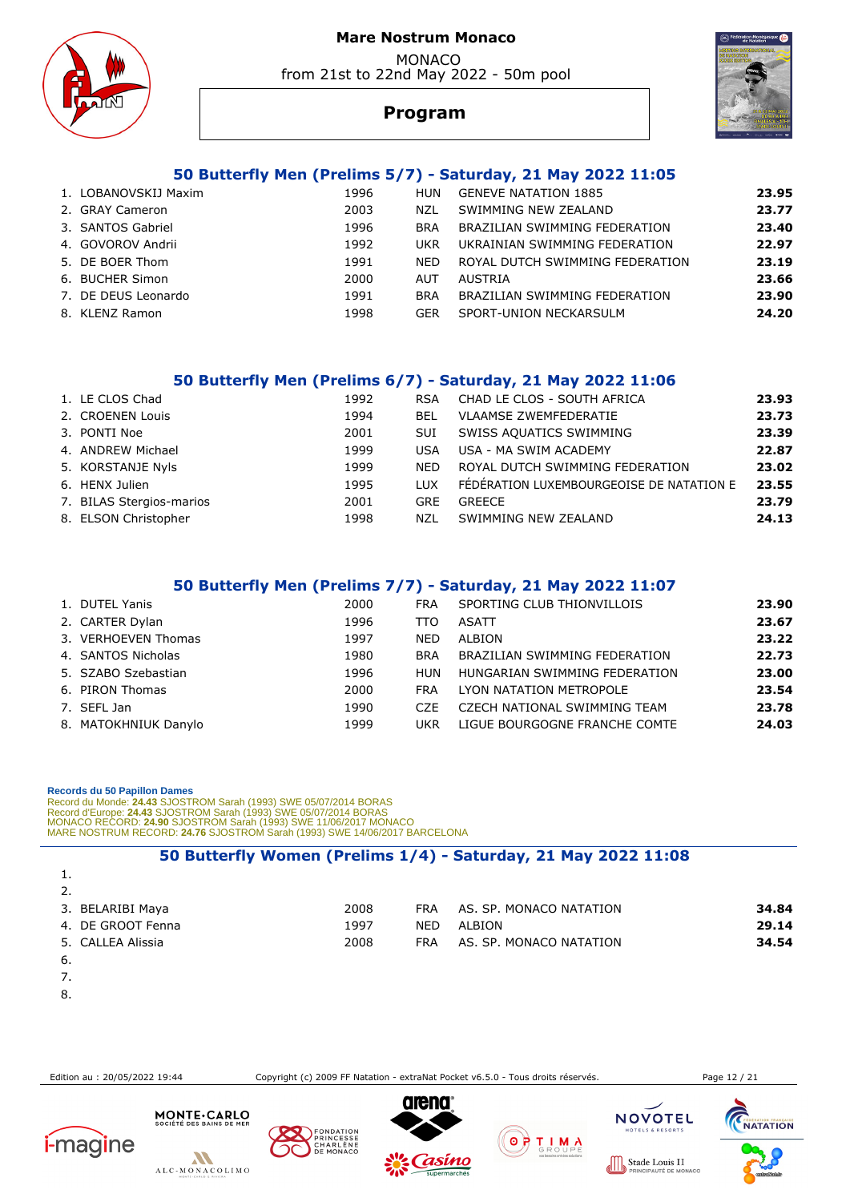# Mare Nostrum Monaco

MONACO
from 21st to 22nd May 2022 - 50m pool

## Program

### 50 Butterfly Men (Prelims 5/7) - Saturday, 21 May 2022 11:05

| | | | | | |
|---|---|---|---|---|---|
| 1. | LOBANOVSKIJ Maxim | 1996 | HUN | GENEVE NATATION 1885 | **23.95** |
| 2. | GRAY Cameron | 2003 | NZL | SWIMMING NEW ZEALAND | **23.77** |
| 3. | SANTOS Gabriel | 1996 | BRA | BRAZILIAN SWIMMING FEDERATION | **23.40** |
| 4. | GOVOROV Andrii | 1992 | UKR | UKRAINIAN SWIMMING FEDERATION | **22.97** |
| 5. | DE BOER Thom | 1991 | NED | ROYAL DUTCH SWIMMING FEDERATION | **23.19** |
| 6. | BUCHER Simon | 2000 | AUT | AUSTRIA | **23.66** |
| 7. | DE DEUS Leonardo | 1991 | BRA | BRAZILIAN SWIMMING FEDERATION | **23.90** |
| 8. | KLENZ Ramon | 1998 | GER | SPORT-UNION NECKARSULM | **24.20** |

### 50 Butterfly Men (Prelims 6/7) - Saturday, 21 May 2022 11:06

| | | | | | |
|---|---|---|---|---|---|
| 1. | LE CLOS Chad | 1992 | RSA | CHAD LE CLOS - SOUTH AFRICA | **23.93** |
| 2. | CROENEN Louis | 1994 | BEL | VLAAMSE ZWEMFEDERATIE | **23.73** |
| 3. | PONTI Noe | 2001 | SUI | SWISS AQUATICS SWIMMING | **23.39** |
| 4. | ANDREW Michael | 1999 | USA | USA - MA SWIM ACADEMY | **22.87** |
| 5. | KORSTANJE Nyls | 1999 | NED | ROYAL DUTCH SWIMMING FEDERATION | **23.02** |
| 6. | HENX Julien | 1995 | LUX | FÉDÉRATION LUXEMBOURGEOISE DE NATATION E | **23.55** |
| 7. | BILAS Stergios-marios | 2001 | GRE | GREECE | **23.79** |
| 8. | ELSON Christopher | 1998 | NZL | SWIMMING NEW ZEALAND | **24.13** |

### 50 Butterfly Men (Prelims 7/7) - Saturday, 21 May 2022 11:07

| | | | | | |
|---|---|---|---|---|---|
| 1. | DUTEL Yanis | 2000 | FRA | SPORTING CLUB THIONVILLOIS | **23.90** |
| 2. | CARTER Dylan | 1996 | TTO | ASATT | **23.67** |
| 3. | VERHOEVEN Thomas | 1997 | NED | ALBION | **23.22** |
| 4. | SANTOS Nicholas | 1980 | BRA | BRAZILIAN SWIMMING FEDERATION | **22.73** |
| 5. | SZABO Szebastian | 1996 | HUN | HUNGARIAN SWIMMING FEDERATION | **23.00** |
| 6. | PIRON Thomas | 2000 | FRA | LYON NATATION METROPOLE | **23.54** |
| 7. | SEFL Jan | 1990 | CZE | CZECH NATIONAL SWIMMING TEAM | **23.78** |
| 8. | MATOKHNIUK Danylo | 1999 | UKR | LIGUE BOURGOGNE FRANCHE COMTE | **24.03** |

**Records du 50 Papillon Dames**
Record du Monde: **24.43** SJOSTROM Sarah (1993) SWE 05/07/2014 BORAS
Record d'Europe: **24.43** SJOSTROM Sarah (1993) SWE 05/07/2014 BORAS
MONACO RECORD: **24.90** SJOSTROM Sarah (1993) SWE 11/06/2017 MONACO
MARE NOSTRUM RECORD: **24.76** SJOSTROM Sarah (1993) SWE 14/06/2017 BARCELONA

### 50 Butterfly Women (Prelims 1/4) - Saturday, 21 May 2022 11:08

| | | | | | |
|---|---|---|---|---|---|
| 1. | | | | | |
| 2. | | | | | |
| 3. | BELARIBI Maya | 2008 | FRA | AS. SP. MONACO NATATION | **34.84** |
| 4. | DE GROOT Fenna | 1997 | NED | ALBION | **29.14** |
| 5. | CALLEA Alissia | 2008 | FRA | AS. SP. MONACO NATATION | **34.54** |
| 6. | | | | | |
| 7. | | | | | |
| 8. | | | | | |

Edition au : 20/05/2022 19:44 Copyright (c) 2009 FF Natation - extraNat Pocket v6.5.0 - Tous droits réservés.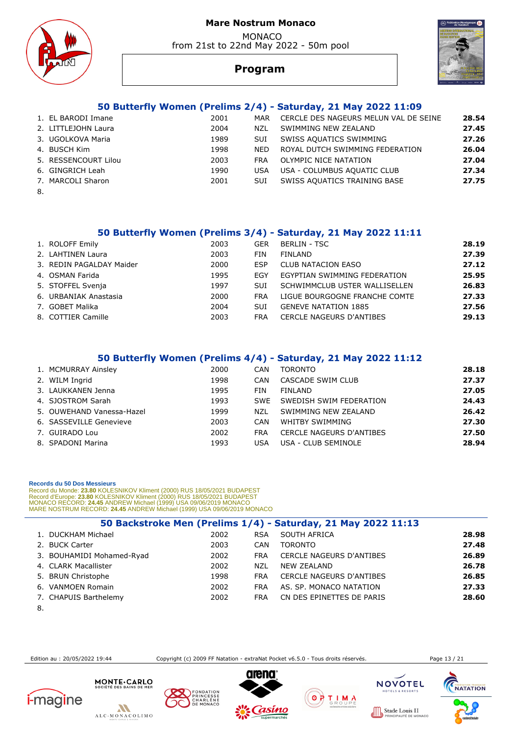**Mare Nostrum Monaco**

MONACO
from 21st to 22nd May 2022 - 50m pool

## Program

### 50 Butterfly Women (Prelims 2/4) - Saturday, 21 May 2022 11:09

| | | | | | |
|---|---|---|---|---|---|
| 1. | EL BARODI Imane | 2001 | MAR | CERCLE DES NAGEURS MELUN VAL DE SEINE | **28.54** |
| 2. | LITTLEJOHN Laura | 2004 | NZL | SWIMMING NEW ZEALAND | **27.45** |
| 3. | UGOLKOVA Maria | 1989 | SUI | SWISS AQUATICS SWIMMING | **27.26** |
| 4. | BUSCH Kim | 1998 | NED | ROYAL DUTCH SWIMMING FEDERATION | **26.04** |
| 5. | RESSENCOURT Lilou | 2003 | FRA | OLYMPIC NICE NATATION | **27.04** |
| 6. | GINGRICH Leah | 1990 | USA | USA - COLUMBUS AQUATIC CLUB | **27.34** |
| 7. | MARCOLI Sharon | 2001 | SUI | SWISS AQUATICS TRAINING BASE | **27.75** |
| 8. | | | | | |

### 50 Butterfly Women (Prelims 3/4) - Saturday, 21 May 2022 11:11

| | | | | | |
|---|---|---|---|---|---|
| 1. | ROLOFF Emily | 2003 | GER | BERLIN - TSC | **28.19** |
| 2. | LAHTINEN Laura | 2003 | FIN | FINLAND | **27.39** |
| 3. | REDIN PAGALDAY Maider | 2000 | ESP | CLUB NATACION EASO | **27.12** |
| 4. | OSMAN Farida | 1995 | EGY | EGYPTIAN SWIMMING FEDERATION | **25.95** |
| 5. | STOFFEL Svenja | 1997 | SUI | SCHWIMMCLUB USTER WALLISELLEN | **26.83** |
| 6. | URBANIAK Anastasia | 2000 | FRA | LIGUE BOURGOGNE FRANCHE COMTE | **27.33** |
| 7. | GOBET Malika | 2004 | SUI | GENEVE NATATION 1885 | **27.56** |
| 8. | COTTIER Camille | 2003 | FRA | CERCLE NAGEURS D'ANTIBES | **29.13** |

### 50 Butterfly Women (Prelims 4/4) - Saturday, 21 May 2022 11:12

| | | | | | |
|---|---|---|---|---|---|
| 1. | MCMURRAY Ainsley | 2000 | CAN | TORONTO | **28.18** |
| 2. | WILM Ingrid | 1998 | CAN | CASCADE SWIM CLUB | **27.37** |
| 3. | LAUKKANEN Jenna | 1995 | FIN | FINLAND | **27.05** |
| 4. | SJOSTROM Sarah | 1993 | SWE | SWEDISH SWIM FEDERATION | **24.43** |
| 5. | OUWEHAND Vanessa-Hazel | 1999 | NZL | SWIMMING NEW ZEALAND | **26.42** |
| 6. | SASSEVILLE Genevieve | 2003 | CAN | WHITBY SWIMMING | **27.30** |
| 7. | GUIRADO Lou | 2002 | FRA | CERCLE NAGEURS D'ANTIBES | **27.50** |
| 8. | SPADONI Marina | 1993 | USA | USA - CLUB SEMINOLE | **28.94** |

**Records du 50 Dos Messieurs**
Record du Monde: **23.80** KOLESNIKOV Kliment (2000) RUS 18/05/2021 BUDAPEST
Record d'Europe: **23.80** KOLESNIKOV Kliment (2000) RUS 18/05/2021 BUDAPEST
MONACO RECORD: **24.45** ANDREW Michael (1999) USA 09/06/2019 MONACO
MARE NOSTRUM RECORD: **24.45** ANDREW Michael (1999) USA 09/06/2019 MONACO

### 50 Backstroke Men (Prelims 1/4) - Saturday, 21 May 2022 11:13

| | | | | | |
|---|---|---|---|---|---|
| 1. | DUCKHAM Michael | 2002 | RSA | SOUTH AFRICA | **28.98** |
| 2. | BUCK Carter | 2003 | CAN | TORONTO | **27.48** |
| 3. | BOUHAMIDI Mohamed-Ryad | 2002 | FRA | CERCLE NAGEURS D'ANTIBES | **26.89** |
| 4. | CLARK Macallister | 2002 | NZL | NEW ZEALAND | **26.78** |
| 5. | BRUN Christophe | 1998 | FRA | CERCLE NAGEURS D'ANTIBES | **26.85** |
| 6. | VANMOEN Romain | 2002 | FRA | AS. SP. MONACO NATATION | **27.33** |
| 7. | CHAPUIS Barthelemy | 2002 | FRA | CN DES EPINETTES DE PARIS | **28.60** |
| 8. | | | | | |

Edition au : 20/05/2022 19:44 Copyright (c) 2009 FF Natation - extraNat Pocket v6.5.0 - Tous droits réservés.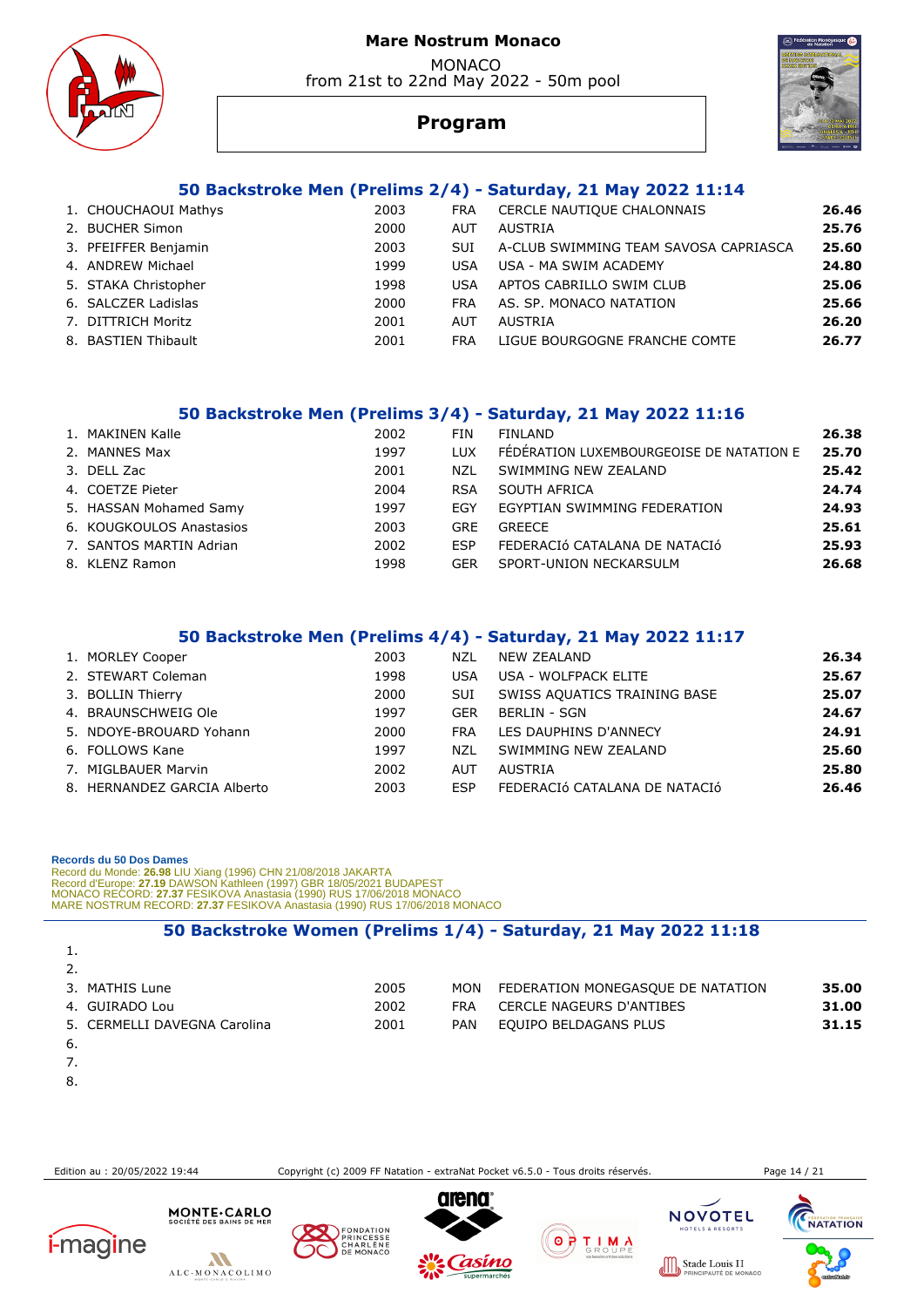**Mare Nostrum Monaco**

MONACO
from 21st to 22nd May 2022 - 50m pool

## Program

### 50 Backstroke Men (Prelims 2/4) - Saturday, 21 May 2022 11:14

| | | | | | |
|---|---|---|---|---|---|
| 1. | CHOUCHAOUI Mathys | 2003 | FRA | CERCLE NAUTIQUE CHALONNAIS | **26.46** |
| 2. | BUCHER Simon | 2000 | AUT | AUSTRIA | **25.76** |
| 3. | PFEIFFER Benjamin | 2003 | SUI | A-CLUB SWIMMING TEAM SAVOSA CAPRIASCA | **25.60** |
| 4. | ANDREW Michael | 1999 | USA | USA - MA SWIM ACADEMY | **24.80** |
| 5. | STAKA Christopher | 1998 | USA | APTOS CABRILLO SWIM CLUB | **25.06** |
| 6. | SALCZER Ladislas | 2000 | FRA | AS. SP. MONACO NATATION | **25.66** |
| 7. | DITTRICH Moritz | 2001 | AUT | AUSTRIA | **26.20** |
| 8. | BASTIEN Thibault | 2001 | FRA | LIGUE BOURGOGNE FRANCHE COMTE | **26.77** |

### 50 Backstroke Men (Prelims 3/4) - Saturday, 21 May 2022 11:16

| | | | | | |
|---|---|---|---|---|---|
| 1. | MAKINEN Kalle | 2002 | FIN | FINLAND | **26.38** |
| 2. | MANNES Max | 1997 | LUX | FÉDÉRATION LUXEMBOURGEOISE DE NATATION E | **25.70** |
| 3. | DELL Zac | 2001 | NZL | SWIMMING NEW ZEALAND | **25.42** |
| 4. | COETZE Pieter | 2004 | RSA | SOUTH AFRICA | **24.74** |
| 5. | HASSAN Mohamed Samy | 1997 | EGY | EGYPTIAN SWIMMING FEDERATION | **24.93** |
| 6. | KOUGKOULOS Anastasios | 2003 | GRE | GREECE | **25.61** |
| 7. | SANTOS MARTIN Adrian | 2002 | ESP | FEDERACIó CATALANA DE NATACIó | **25.93** |
| 8. | KLENZ Ramon | 1998 | GER | SPORT-UNION NECKARSULM | **26.68** |

### 50 Backstroke Men (Prelims 4/4) - Saturday, 21 May 2022 11:17

| | | | | | |
|---|---|---|---|---|---|
| 1. | MORLEY Cooper | 2003 | NZL | NEW ZEALAND | **26.34** |
| 2. | STEWART Coleman | 1998 | USA | USA - WOLFPACK ELITE | **25.67** |
| 3. | BOLLIN Thierry | 2000 | SUI | SWISS AQUATICS TRAINING BASE | **25.07** |
| 4. | BRAUNSCHWEIG Ole | 1997 | GER | BERLIN - SGN | **24.67** |
| 5. | NDOYE-BROUARD Yohann | 2000 | FRA | LES DAUPHINS D'ANNECY | **24.91** |
| 6. | FOLLOWS Kane | 1997 | NZL | SWIMMING NEW ZEALAND | **25.60** |
| 7. | MIGLBAUER Marvin | 2002 | AUT | AUSTRIA | **25.80** |
| 8. | HERNANDEZ GARCIA Alberto | 2003 | ESP | FEDERACIó CATALANA DE NATACIó | **26.46** |

**Records du 50 Dos Dames**
Record du Monde: **26.98** LIU Xiang (1996) CHN 21/08/2018 JAKARTA
Record d'Europe: **27.19** DAWSON Kathleen (1997) GBR 18/05/2021 BUDAPEST
MONACO RECORD: **27.37** FESIKOVA Anastasia (1990) RUS 17/06/2018 MONACO
MARE NOSTRUM RECORD: **27.37** FESIKOVA Anastasia (1990) RUS 17/06/2018 MONACO

### 50 Backstroke Women (Prelims 1/4) - Saturday, 21 May 2022 11:18

| | | | | | |
|---|---|---|---|---|---|
| 1. | | | | | |
| 2. | | | | | |
| 3. | MATHIS Lune | 2005 | MON | FEDERATION MONEGASQUE DE NATATION | **35.00** |
| 4. | GUIRADO Lou | 2002 | FRA | CERCLE NAGEURS D'ANTIBES | **31.00** |
| 5. | CERMELLI DAVEGNA Carolina | 2001 | PAN | EQUIPO BELDAGANS PLUS | **31.15** |
| 6. | | | | | |
| 7. | | | | | |
| 8. | | | | | |

Edition au : 20/05/2022 19:44 Copyright (c) 2009 FF Natation - extraNat Pocket v6.5.0 - Tous droits réservés.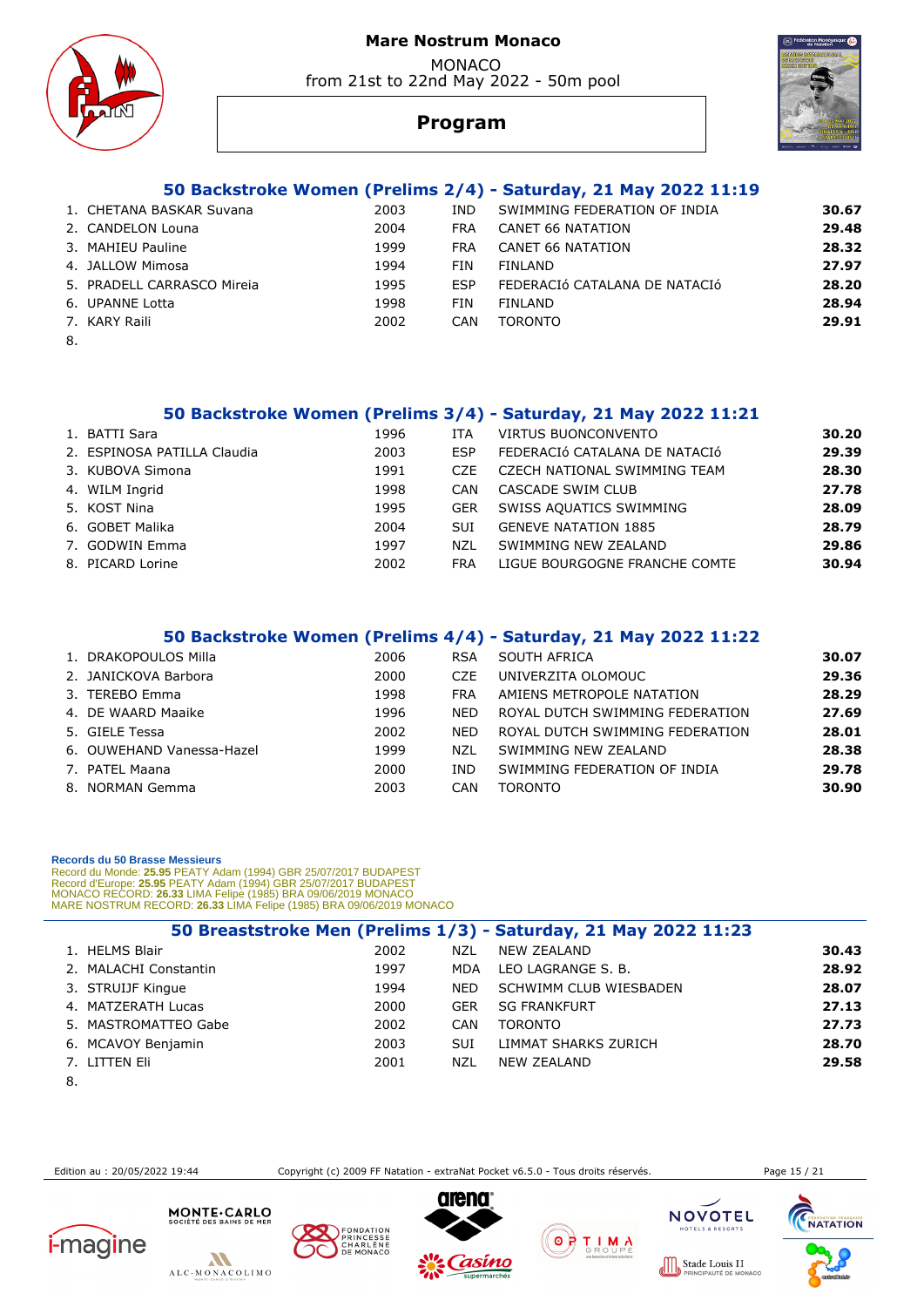# Mare Nostrum Monaco

MONACO
from 21st to 22nd May 2022 - 50m pool

## Program

### 50 Backstroke Women (Prelims 2/4) - Saturday, 21 May 2022 11:19

| | | | | | |
|---|---|---|---|---|---|
| 1. | CHETANA BASKAR Suvana | 2003 | IND | SWIMMING FEDERATION OF INDIA | **30.67** |
| 2. | CANDELON Louna | 2004 | FRA | CANET 66 NATATION | **29.48** |
| 3. | MAHIEU Pauline | 1999 | FRA | CANET 66 NATATION | **28.32** |
| 4. | JALLOW Mimosa | 1994 | FIN | FINLAND | **27.97** |
| 5. | PRADELL CARRASCO Mireia | 1995 | ESP | FEDERACIó CATALANA DE NATACIó | **28.20** |
| 6. | UPANNE Lotta | 1998 | FIN | FINLAND | **28.94** |
| 7. | KARY Raili | 2002 | CAN | TORONTO | **29.91** |
| 8. | | | | | |

### 50 Backstroke Women (Prelims 3/4) - Saturday, 21 May 2022 11:21

| | | | | | |
|---|---|---|---|---|---|
| 1. | BATTI Sara | 1996 | ITA | VIRTUS BUONCONVENTO | **30.20** |
| 2. | ESPINOSA PATILLA Claudia | 2003 | ESP | FEDERACIó CATALANA DE NATACIó | **29.39** |
| 3. | KUBOVA Simona | 1991 | CZE | CZECH NATIONAL SWIMMING TEAM | **28.30** |
| 4. | WILM Ingrid | 1998 | CAN | CASCADE SWIM CLUB | **27.78** |
| 5. | KOST Nina | 1995 | GER | SWISS AQUATICS SWIMMING | **28.09** |
| 6. | GOBET Malika | 2004 | SUI | GENEVE NATATION 1885 | **28.79** |
| 7. | GODWIN Emma | 1997 | NZL | SWIMMING NEW ZEALAND | **29.86** |
| 8. | PICARD Lorine | 2002 | FRA | LIGUE BOURGOGNE FRANCHE COMTE | **30.94** |

### 50 Backstroke Women (Prelims 4/4) - Saturday, 21 May 2022 11:22

| | | | | | |
|---|---|---|---|---|---|
| 1. | DRAKOPOULOS Milla | 2006 | RSA | SOUTH AFRICA | **30.07** |
| 2. | JANICKOVA Barbora | 2000 | CZE | UNIVERZITA OLOMOUC | **29.36** |
| 3. | TEREBO Emma | 1998 | FRA | AMIENS METROPOLE NATATION | **28.29** |
| 4. | DE WAARD Maaike | 1996 | NED | ROYAL DUTCH SWIMMING FEDERATION | **27.69** |
| 5. | GIELE Tessa | 2002 | NED | ROYAL DUTCH SWIMMING FEDERATION | **28.01** |
| 6. | OUWEHAND Vanessa-Hazel | 1999 | NZL | SWIMMING NEW ZEALAND | **28.38** |
| 7. | PATEL Maana | 2000 | IND | SWIMMING FEDERATION OF INDIA | **29.78** |
| 8. | NORMAN Gemma | 2003 | CAN | TORONTO | **30.90** |

**Records du 50 Brasse Messieurs**
Record du Monde: **25.95** PEATY Adam (1994) GBR 25/07/2017 BUDAPEST
Record d'Europe: **25.95** PEATY Adam (1994) GBR 25/07/2017 BUDAPEST
MONACO RECORD: **26.33** LIMA Felipe (1985) BRA 09/06/2019 MONACO
MARE NOSTRUM RECORD: **26.33** LIMA Felipe (1985) BRA 09/06/2019 MONACO

### 50 Breaststroke Men (Prelims 1/3) - Saturday, 21 May 2022 11:23

| | | | | | |
|---|---|---|---|---|---|
| 1. | HELMS Blair | 2002 | NZL | NEW ZEALAND | **30.43** |
| 2. | MALACHI Constantin | 1997 | MDA | LEO LAGRANGE S. B. | **28.92** |
| 3. | STRUIJF Kingue | 1994 | NED | SCHWIMM CLUB WIESBADEN | **28.07** |
| 4. | MATZERATH Lucas | 2000 | GER | SG FRANKFURT | **27.13** |
| 5. | MASTROMATTEO Gabe | 2002 | CAN | TORONTO | **27.73** |
| 6. | MCAVOY Benjamin | 2003 | SUI | LIMMAT SHARKS ZURICH | **28.70** |
| 7. | LITTEN Eli | 2001 | NZL | NEW ZEALAND | **29.58** |
| 8. | | | | | |

Edition au : 20/05/2022 19:44 Copyright (c) 2009 FF Natation - extraNat Pocket v6.5.0 - Tous droits réservés.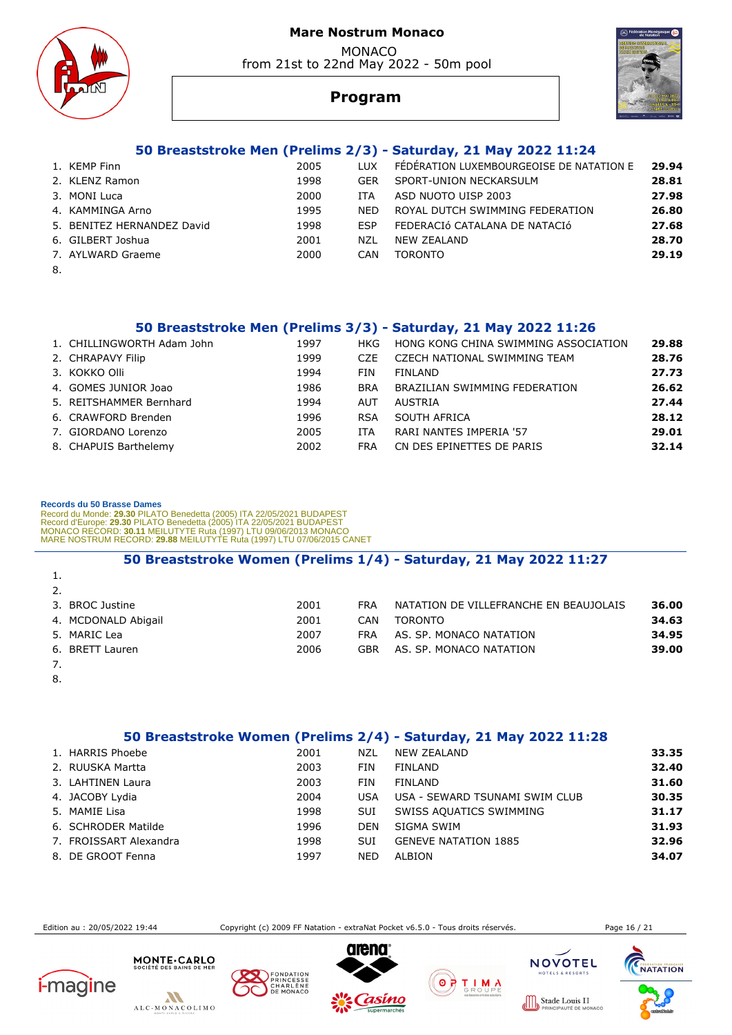# Mare Nostrum Monaco

MONACO
from 21st to 22nd May 2022 - 50m pool

## Program

### 50 Breaststroke Men (Prelims 2/3) - Saturday, 21 May 2022 11:24

| | | | | | |
|---|---|---|---|---|---|
| 1. | KEMP Finn | 2005 | LUX | FÉDÉRATION LUXEMBOURGEOISE DE NATATION E | **29.94** |
| 2. | KLENZ Ramon | 1998 | GER | SPORT-UNION NECKARSULM | **28.81** |
| 3. | MONI Luca | 2000 | ITA | ASD NUOTO UISP 2003 | **27.98** |
| 4. | KAMMINGA Arno | 1995 | NED | ROYAL DUTCH SWIMMING FEDERATION | **26.80** |
| 5. | BENITEZ HERNANDEZ David | 1998 | ESP | FEDERACIó CATALANA DE NATACIó | **27.68** |
| 6. | GILBERT Joshua | 2001 | NZL | NEW ZEALAND | **28.70** |
| 7. | AYLWARD Graeme | 2000 | CAN | TORONTO | **29.19** |
| 8. | | | | | |

### 50 Breaststroke Men (Prelims 3/3) - Saturday, 21 May 2022 11:26

| | | | | | |
|---|---|---|---|---|---|
| 1. | CHILLINGWORTH Adam John | 1997 | HKG | HONG KONG CHINA SWIMMING ASSOCIATION | **29.88** |
| 2. | CHRAPAVY Filip | 1999 | CZE | CZECH NATIONAL SWIMMING TEAM | **28.76** |
| 3. | KOKKO Olli | 1994 | FIN | FINLAND | **27.73** |
| 4. | GOMES JUNIOR Joao | 1986 | BRA | BRAZILIAN SWIMMING FEDERATION | **26.62** |
| 5. | REITSHAMMER Bernhard | 1994 | AUT | AUSTRIA | **27.44** |
| 6. | CRAWFORD Brenden | 1996 | RSA | SOUTH AFRICA | **28.12** |
| 7. | GIORDANO Lorenzo | 2005 | ITA | RARI NANTES IMPERIA '57 | **29.01** |
| 8. | CHAPUIS Barthelemy | 2002 | FRA | CN DES EPINETTES DE PARIS | **32.14** |

**Records du 50 Brasse Dames**

Record du Monde: **29.30** PILATO Benedetta (2005) ITA 22/05/2021 BUDAPEST
Record d'Europe: **29.30** PILATO Benedetta (2005) ITA 22/05/2021 BUDAPEST
MONACO RECORD: **30.11** MEILUTYTE Ruta (1997) LTU 09/06/2013 MONACO
MARE NOSTRUM RECORD: **29.88** MEILUTYTE Ruta (1997) LTU 07/06/2015 CANET

### 50 Breaststroke Women (Prelims 1/4) - Saturday, 21 May 2022 11:27

| | | | | | |
|---|---|---|---|---|---|
| 1. | | | | | |
| 2. | | | | | |
| 3. | BROC Justine | 2001 | FRA | NATATION DE VILLEFRANCHE EN BEAUJOLAIS | **36.00** |
| 4. | MCDONALD Abigail | 2001 | CAN | TORONTO | **34.63** |
| 5. | MARIC Lea | 2007 | FRA | AS. SP. MONACO NATATION | **34.95** |
| 6. | BRETT Lauren | 2006 | GBR | AS. SP. MONACO NATATION | **39.00** |
| 7. | | | | | |
| 8. | | | | | |

### 50 Breaststroke Women (Prelims 2/4) - Saturday, 21 May 2022 11:28

| | | | | | |
|---|---|---|---|---|---|
| 1. | HARRIS Phoebe | 2001 | NZL | NEW ZEALAND | **33.35** |
| 2. | RUUSKA Martta | 2003 | FIN | FINLAND | **32.40** |
| 3. | LAHTINEN Laura | 2003 | FIN | FINLAND | **31.60** |
| 4. | JACOBY Lydia | 2004 | USA | USA - SEWARD TSUNAMI SWIM CLUB | **30.35** |
| 5. | MAMIE Lisa | 1998 | SUI | SWISS AQUATICS SWIMMING | **31.17** |
| 6. | SCHRODER Matilde | 1996 | DEN | SIGMA SWIM | **31.93** |
| 7. | FROISSART Alexandra | 1998 | SUI | GENEVE NATATION 1885 | **32.96** |
| 8. | DE GROOT Fenna | 1997 | NED | ALBION | **34.07** |

Edition au : 20/05/2022 19:44 Copyright (c) 2009 FF Natation - extraNat Pocket v6.5.0 - Tous droits réservés.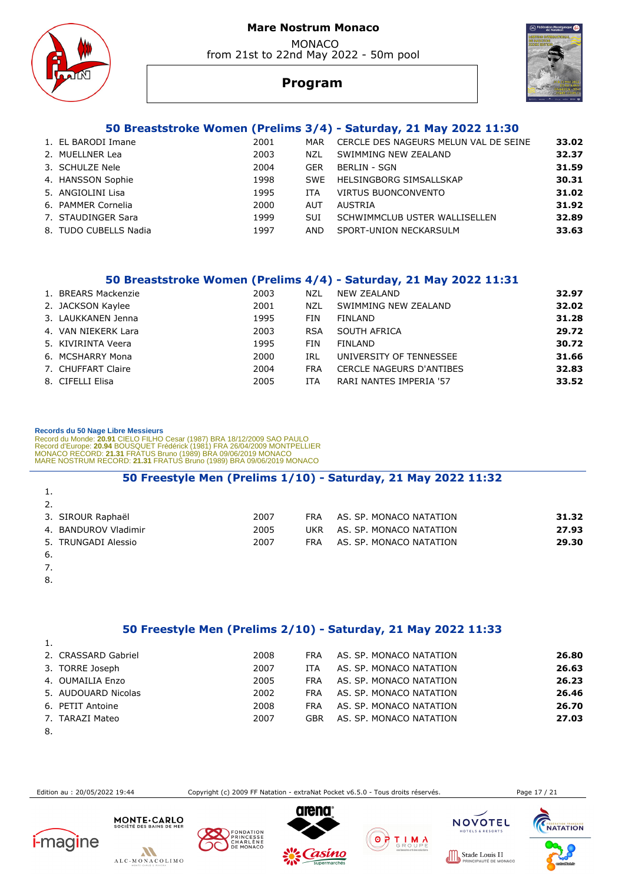# Mare Nostrum Monaco

MONACO
from 21st to 22nd May 2022 - 50m pool

## Program

### 50 Breaststroke Women (Prelims 3/4) - Saturday, 21 May 2022 11:30

| | | | | | |
|---|---|---|---|---|---|
| 1. | EL BARODI Imane | 2001 | MAR | CERCLE DES NAGEURS MELUN VAL DE SEINE | **33.02** |
| 2. | MUELLNER Lea | 2003 | NZL | SWIMMING NEW ZEALAND | **32.37** |
| 3. | SCHULZE Nele | 2004 | GER | BERLIN - SGN | **31.59** |
| 4. | HANSSON Sophie | 1998 | SWE | HELSINGBORG SIMSALLSKAP | **30.31** |
| 5. | ANGIOLINI Lisa | 1995 | ITA | VIRTUS BUONCONVENTO | **31.02** |
| 6. | PAMMER Cornelia | 2000 | AUT | AUSTRIA | **31.92** |
| 7. | STAUDINGER Sara | 1999 | SUI | SCHWIMMCLUB USTER WALLISELLEN | **32.89** |
| 8. | TUDO CUBELLS Nadia | 1997 | AND | SPORT-UNION NECKARSULM | **33.63** |

### 50 Breaststroke Women (Prelims 4/4) - Saturday, 21 May 2022 11:31

| | | | | | |
|---|---|---|---|---|---|
| 1. | BREARS Mackenzie | 2003 | NZL | NEW ZEALAND | **32.97** |
| 2. | JACKSON Kaylee | 2001 | NZL | SWIMMING NEW ZEALAND | **32.02** |
| 3. | LAUKKANEN Jenna | 1995 | FIN | FINLAND | **31.28** |
| 4. | VAN NIEKERK Lara | 2003 | RSA | SOUTH AFRICA | **29.72** |
| 5. | KIVIRINTA Veera | 1995 | FIN | FINLAND | **30.72** |
| 6. | MCSHARRY Mona | 2000 | IRL | UNIVERSITY OF TENNESSEE | **31.66** |
| 7. | CHUFFART Claire | 2004 | FRA | CERCLE NAGEURS D'ANTIBES | **32.83** |
| 8. | CIFELLI Elisa | 2005 | ITA | RARI NANTES IMPERIA '57 | **33.52** |

**Records du 50 Nage Libre Messieurs**
Record du Monde: **20.91** CIELO FILHO Cesar (1987) BRA 18/12/2009 SAO PAULO
Record d'Europe: **20.94** BOUSQUET Frédérick (1981) FRA 26/04/2009 MONTPELLIER
MONACO RECORD: **21.31** FRATUS Bruno (1989) BRA 09/06/2019 MONACO
MARE NOSTRUM RECORD: **21.31** FRATUS Bruno (1989) BRA 09/06/2019 MONACO

### 50 Freestyle Men (Prelims 1/10) - Saturday, 21 May 2022 11:32

| | | | | | |
|---|---|---|---|---|---|
| 1. | | | | | |
| 2. | | | | | |
| 3. | SIROUR Raphaël | 2007 | FRA | AS. SP. MONACO NATATION | **31.32** |
| 4. | BANDUROV Vladimir | 2005 | UKR | AS. SP. MONACO NATATION | **27.93** |
| 5. | TRUNGADI Alessio | 2007 | FRA | AS. SP. MONACO NATATION | **29.30** |
| 6. | | | | | |
| 7. | | | | | |
| 8. | | | | | |

### 50 Freestyle Men (Prelims 2/10) - Saturday, 21 May 2022 11:33

| | | | | | |
|---|---|---|---|---|---|
| 1. | | | | | |
| 2. | CRASSARD Gabriel | 2008 | FRA | AS. SP. MONACO NATATION | **26.80** |
| 3. | TORRE Joseph | 2007 | ITA | AS. SP. MONACO NATATION | **26.63** |
| 4. | OUMAILIA Enzo | 2005 | FRA | AS. SP. MONACO NATATION | **26.23** |
| 5. | AUDOUARD Nicolas | 2002 | FRA | AS. SP. MONACO NATATION | **26.46** |
| 6. | PETIT Antoine | 2008 | FRA | AS. SP. MONACO NATATION | **26.70** |
| 7. | TARAZI Mateo | 2007 | GBR | AS. SP. MONACO NATATION | **27.03** |
| 8. | | | | | |

Edition au : 20/05/2022 19:44 Copyright (c) 2009 FF Natation - extraNat Pocket v6.5.0 - Tous droits réservés.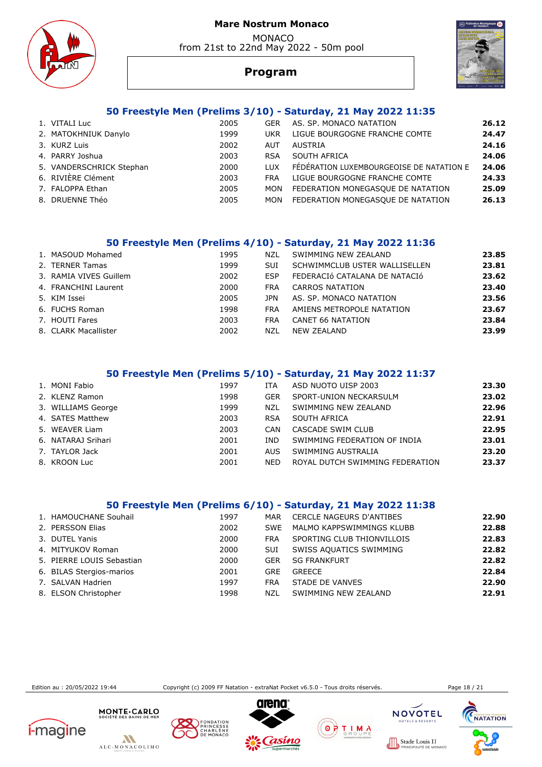# Mare Nostrum Monaco

MONACO
from 21st to 22nd May 2022 - 50m pool

## Program

### 50 Freestyle Men (Prelims 3/10) - Saturday, 21 May 2022 11:35

| | | | | | |
|---|---|---|---|---|---|
| 1. | VITALI Luc | 2005 | GER | AS. SP. MONACO NATATION | **26.12** |
| 2. | MATOKHNIUK Danylo | 1999 | UKR | LIGUE BOURGOGNE FRANCHE COMTE | **24.47** |
| 3. | KURZ Luis | 2002 | AUT | AUSTRIA | **24.16** |
| 4. | PARRY Joshua | 2003 | RSA | SOUTH AFRICA | **24.06** |
| 5. | VANDERSCHRICK Stephan | 2000 | LUX | FÉDÉRATION LUXEMBOURGEOISE DE NATATION E | **24.06** |
| 6. | RIVIÈRE Clément | 2003 | FRA | LIGUE BOURGOGNE FRANCHE COMTE | **24.33** |
| 7. | FALOPPA Ethan | 2005 | MON | FEDERATION MONEGASQUE DE NATATION | **25.09** |
| 8. | DRUENNE Théo | 2005 | MON | FEDERATION MONEGASQUE DE NATATION | **26.13** |

### 50 Freestyle Men (Prelims 4/10) - Saturday, 21 May 2022 11:36

| | | | | | |
|---|---|---|---|---|---|
| 1. | MASOUD Mohamed | 1995 | NZL | SWIMMING NEW ZEALAND | **23.85** |
| 2. | TERNER Tamas | 1999 | SUI | SCHWIMMCLUB USTER WALLISELLEN | **23.81** |
| 3. | RAMIA VIVES Guillem | 2002 | ESP | FEDERACIó CATALANA DE NATACIó | **23.62** |
| 4. | FRANCHINI Laurent | 2000 | FRA | CARROS NATATION | **23.40** |
| 5. | KIM Issei | 2005 | JPN | AS. SP. MONACO NATATION | **23.56** |
| 6. | FUCHS Roman | 1998 | FRA | AMIENS METROPOLE NATATION | **23.67** |
| 7. | HOUTI Fares | 2003 | FRA | CANET 66 NATATION | **23.84** |
| 8. | CLARK Macallister | 2002 | NZL | NEW ZEALAND | **23.99** |

### 50 Freestyle Men (Prelims 5/10) - Saturday, 21 May 2022 11:37

| | | | | | |
|---|---|---|---|---|---|
| 1. | MONI Fabio | 1997 | ITA | ASD NUOTO UISP 2003 | **23.30** |
| 2. | KLENZ Ramon | 1998 | GER | SPORT-UNION NECKARSULM | **23.02** |
| 3. | WILLIAMS George | 1999 | NZL | SWIMMING NEW ZEALAND | **22.96** |
| 4. | SATES Matthew | 2003 | RSA | SOUTH AFRICA | **22.91** |
| 5. | WEAVER Liam | 2003 | CAN | CASCADE SWIM CLUB | **22.95** |
| 6. | NATARAJ Srihari | 2001 | IND | SWIMMING FEDERATION OF INDIA | **23.01** |
| 7. | TAYLOR Jack | 2001 | AUS | SWIMMING AUSTRALIA | **23.20** |
| 8. | KROON Luc | 2001 | NED | ROYAL DUTCH SWIMMING FEDERATION | **23.37** |

### 50 Freestyle Men (Prelims 6/10) - Saturday, 21 May 2022 11:38

| | | | | | |
|---|---|---|---|---|---|
| 1. | HAMOUCHANE Souhail | 1997 | MAR | CERCLE NAGEURS D'ANTIBES | **22.90** |
| 2. | PERSSON Elias | 2002 | SWE | MALMO KAPPSWIMMINGS KLUBB | **22.88** |
| 3. | DUTEL Yanis | 2000 | FRA | SPORTING CLUB THIONVILLOIS | **22.83** |
| 4. | MITYUKOV Roman | 2000 | SUI | SWISS AQUATICS SWIMMING | **22.82** |
| 5. | PIERRE LOUIS Sebastian | 2000 | GER | SG FRANKFURT | **22.82** |
| 6. | BILAS Stergios-marios | 2001 | GRE | GREECE | **22.84** |
| 7. | SALVAN Hadrien | 1997 | FRA | STADE DE VANVES | **22.90** |
| 8. | ELSON Christopher | 1998 | NZL | SWIMMING NEW ZEALAND | **22.91** |

Edition au : 20/05/2022 19:44 Copyright (c) 2009 FF Natation - extraNat Pocket v6.5.0 - Tous droits réservés.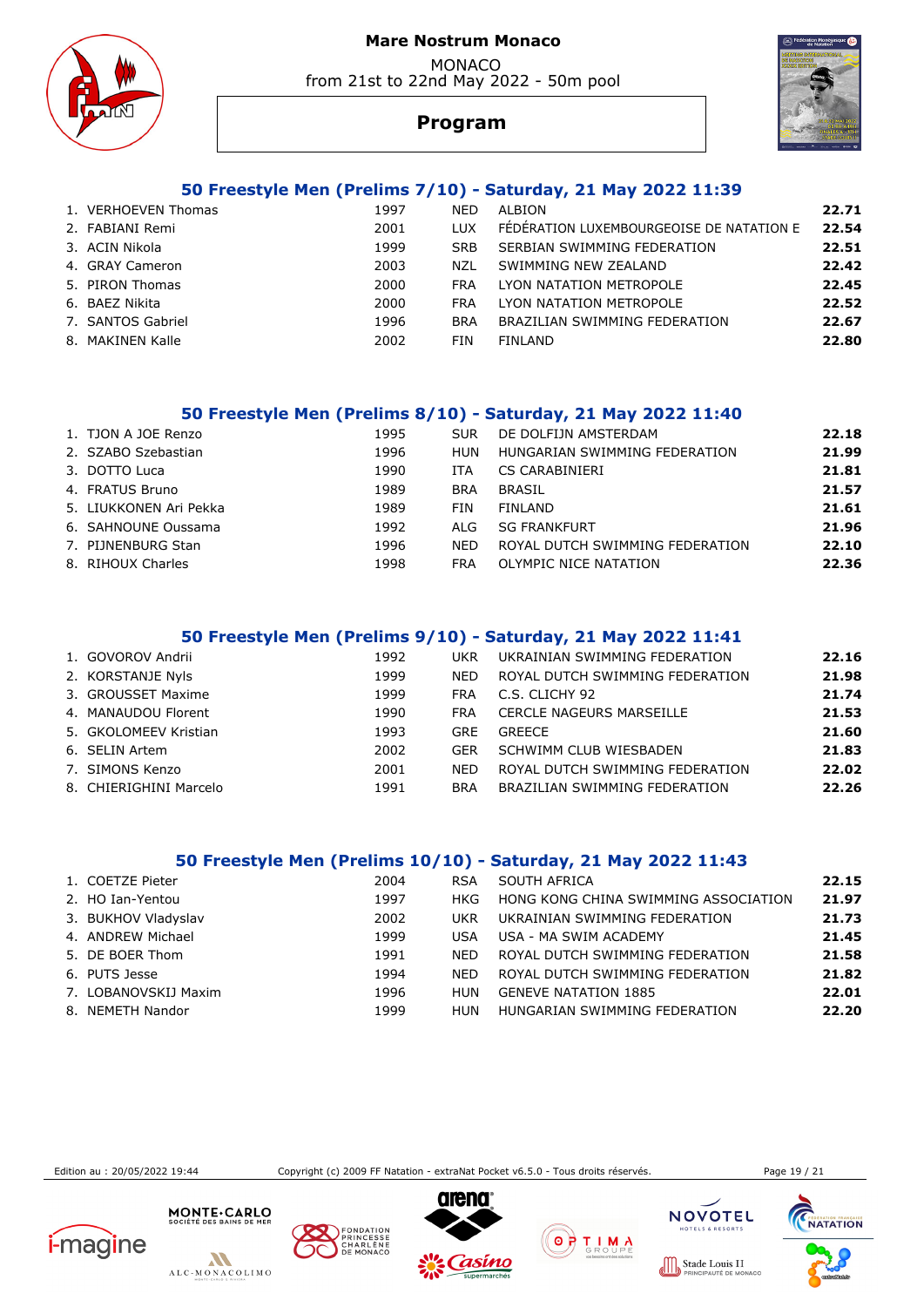# Mare Nostrum Monaco

MONACO
from 21st to 22nd May 2022 - 50m pool

## Program

### 50 Freestyle Men (Prelims 7/10) - Saturday, 21 May 2022 11:39

| | | | | | |
|---|---|---|---|---|---|
| 1. | VERHOEVEN Thomas | 1997 | NED | ALBION | **22.71** |
| 2. | FABIANI Remi | 2001 | LUX | FÉDÉRATION LUXEMBOURGEOISE DE NATATION E | **22.54** |
| 3. | ACIN Nikola | 1999 | SRB | SERBIAN SWIMMING FEDERATION | **22.51** |
| 4. | GRAY Cameron | 2003 | NZL | SWIMMING NEW ZEALAND | **22.42** |
| 5. | PIRON Thomas | 2000 | FRA | LYON NATATION METROPOLE | **22.45** |
| 6. | BAEZ Nikita | 2000 | FRA | LYON NATATION METROPOLE | **22.52** |
| 7. | SANTOS Gabriel | 1996 | BRA | BRAZILIAN SWIMMING FEDERATION | **22.67** |
| 8. | MAKINEN Kalle | 2002 | FIN | FINLAND | **22.80** |

### 50 Freestyle Men (Prelims 8/10) - Saturday, 21 May 2022 11:40

| | | | | | |
|---|---|---|---|---|---|
| 1. | TJON A JOE Renzo | 1995 | SUR | DE DOLFIJN AMSTERDAM | **22.18** |
| 2. | SZABO Szebastian | 1996 | HUN | HUNGARIAN SWIMMING FEDERATION | **21.99** |
| 3. | DOTTO Luca | 1990 | ITA | CS CARABINIERI | **21.81** |
| 4. | FRATUS Bruno | 1989 | BRA | BRASIL | **21.57** |
| 5. | LIUKKONEN Ari Pekka | 1989 | FIN | FINLAND | **21.61** |
| 6. | SAHNOUNE Oussama | 1992 | ALG | SG FRANKFURT | **21.96** |
| 7. | PIJNENBURG Stan | 1996 | NED | ROYAL DUTCH SWIMMING FEDERATION | **22.10** |
| 8. | RIHOUX Charles | 1998 | FRA | OLYMPIC NICE NATATION | **22.36** |

### 50 Freestyle Men (Prelims 9/10) - Saturday, 21 May 2022 11:41

| | | | | | |
|---|---|---|---|---|---|
| 1. | GOVOROV Andrii | 1992 | UKR | UKRAINIAN SWIMMING FEDERATION | **22.16** |
| 2. | KORSTANJE Nyls | 1999 | NED | ROYAL DUTCH SWIMMING FEDERATION | **21.98** |
| 3. | GROUSSET Maxime | 1999 | FRA | C.S. CLICHY 92 | **21.74** |
| 4. | MANAUDOU Florent | 1990 | FRA | CERCLE NAGEURS MARSEILLE | **21.53** |
| 5. | GKOLOMEEV Kristian | 1993 | GRE | GREECE | **21.60** |
| 6. | SELIN Artem | 2002 | GER | SCHWIMM CLUB WIESBADEN | **21.83** |
| 7. | SIMONS Kenzo | 2001 | NED | ROYAL DUTCH SWIMMING FEDERATION | **22.02** |
| 8. | CHIERIGHINI Marcelo | 1991 | BRA | BRAZILIAN SWIMMING FEDERATION | **22.26** |

### 50 Freestyle Men (Prelims 10/10) - Saturday, 21 May 2022 11:43

| | | | | | |
|---|---|---|---|---|---|
| 1. | COETZE Pieter | 2004 | RSA | SOUTH AFRICA | **22.15** |
| 2. | HO Ian-Yentou | 1997 | HKG | HONG KONG CHINA SWIMMING ASSOCIATION | **21.97** |
| 3. | BUKHOV Vladyslav | 2002 | UKR | UKRAINIAN SWIMMING FEDERATION | **21.73** |
| 4. | ANDREW Michael | 1999 | USA | USA - MA SWIM ACADEMY | **21.45** |
| 5. | DE BOER Thom | 1991 | NED | ROYAL DUTCH SWIMMING FEDERATION | **21.58** |
| 6. | PUTS Jesse | 1994 | NED | ROYAL DUTCH SWIMMING FEDERATION | **21.82** |
| 7. | LOBANOVSKIJ Maxim | 1996 | HUN | GENEVE NATATION 1885 | **22.01** |
| 8. | NEMETH Nandor | 1999 | HUN | HUNGARIAN SWIMMING FEDERATION | **22.20** |

Edition au : 20/05/2022 19:44 Copyright (c) 2009 FF Natation - extraNat Pocket v6.5.0 - Tous droits réservés.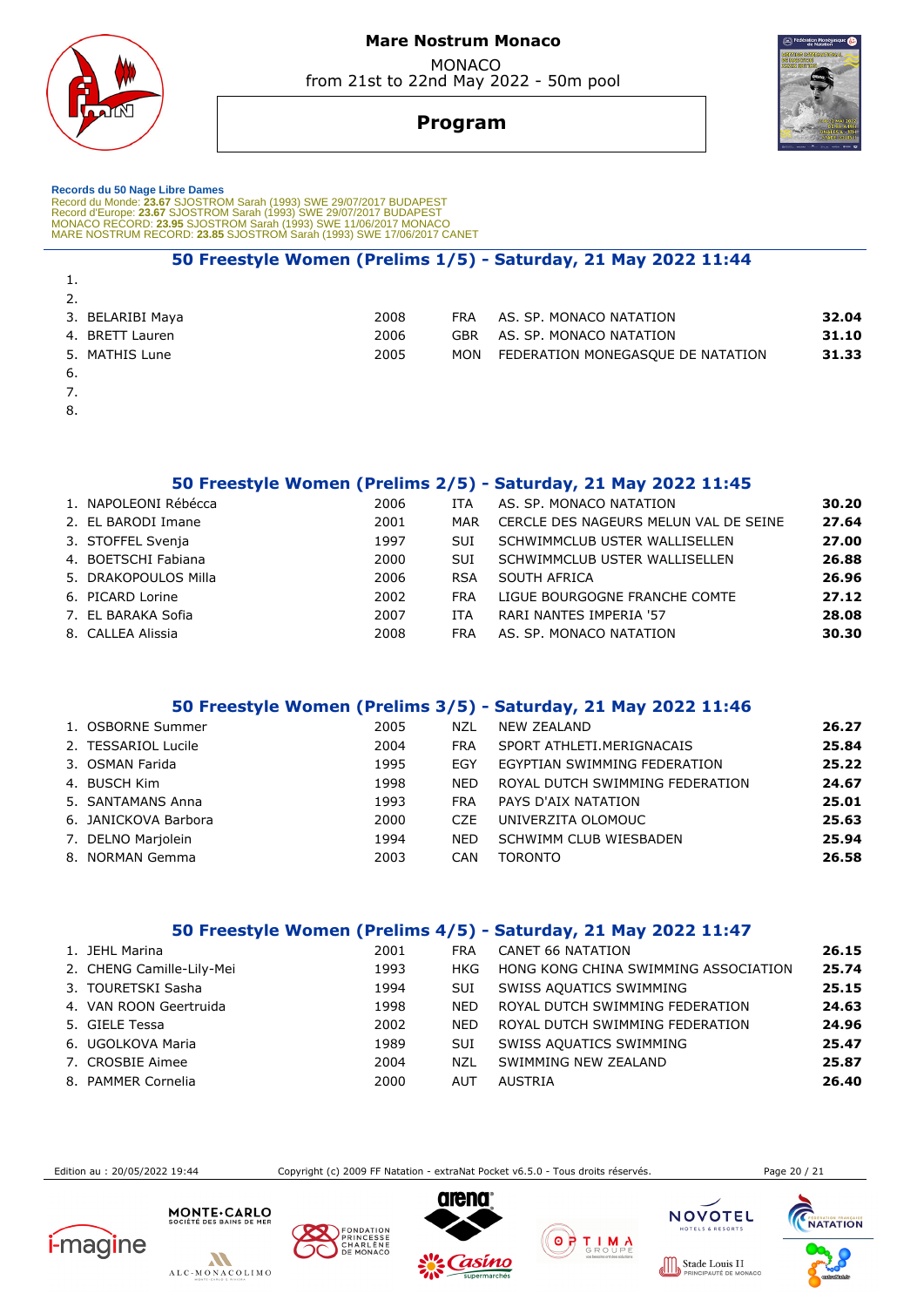**Records du 50 Nage Libre Dames**
Record du Monde: **23.67** SJOSTROM Sarah (1993) SWE 29/07/2017 BUDAPEST
Record d'Europe: **23.67** SJOSTROM Sarah (1993) SWE 29/07/2017 BUDAPEST
MONACO RECORD: **23.95** SJOSTROM Sarah (1993) SWE 11/06/2017 MONACO
MARE NOSTRUM RECORD: **23.85** SJOSTROM Sarah (1993) SWE 17/06/2017 CANET

## 50 Freestyle Women (Prelims 1/5) - Saturday, 21 May 2022 11:44

| | | | | | |
|---|---|---|---|---|---|
| 1. | | | | | |
| 2. | | | | | |
| 3. | BELARIBI Maya | 2008 | FRA | AS. SP. MONACO NATATION | **32.04** |
| 4. | BRETT Lauren | 2006 | GBR | AS. SP. MONACO NATATION | **31.10** |
| 5. | MATHIS Lune | 2005 | MON | FEDERATION MONEGASQUE DE NATATION | **31.33** |
| 6. | | | | | |
| 7. | | | | | |
| 8. | | | | | |

## 50 Freestyle Women (Prelims 2/5) - Saturday, 21 May 2022 11:45

| | | | | | |
|---|---|---|---|---|---|
| 1. | NAPOLEONI Rébécca | 2006 | ITA | AS. SP. MONACO NATATION | **30.20** |
| 2. | EL BARODI Imane | 2001 | MAR | CERCLE DES NAGEURS MELUN VAL DE SEINE | **27.64** |
| 3. | STOFFEL Svenja | 1997 | SUI | SCHWIMMCLUB USTER WALLISELLEN | **27.00** |
| 4. | BOETSCHI Fabiana | 2000 | SUI | SCHWIMMCLUB USTER WALLISELLEN | **26.88** |
| 5. | DRAKOPOULOS Milla | 2006 | RSA | SOUTH AFRICA | **26.96** |
| 6. | PICARD Lorine | 2002 | FRA | LIGUE BOURGOGNE FRANCHE COMTE | **27.12** |
| 7. | EL BARAKA Sofia | 2007 | ITA | RARI NANTES IMPERIA '57 | **28.08** |
| 8. | CALLEA Alissia | 2008 | FRA | AS. SP. MONACO NATATION | **30.30** |

## 50 Freestyle Women (Prelims 3/5) - Saturday, 21 May 2022 11:46

| | | | | | |
|---|---|---|---|---|---|
| 1. | OSBORNE Summer | 2005 | NZL | NEW ZEALAND | **26.27** |
| 2. | TESSARIOL Lucile | 2004 | FRA | SPORT ATHLETI.MERIGNACAIS | **25.84** |
| 3. | OSMAN Farida | 1995 | EGY | EGYPTIAN SWIMMING FEDERATION | **25.22** |
| 4. | BUSCH Kim | 1998 | NED | ROYAL DUTCH SWIMMING FEDERATION | **24.67** |
| 5. | SANTAMANS Anna | 1993 | FRA | PAYS D'AIX NATATION | **25.01** |
| 6. | JANICKOVA Barbora | 2000 | CZE | UNIVERZITA OLOMOUC | **25.63** |
| 7. | DELNO Marjolein | 1994 | NED | SCHWIMM CLUB WIESBADEN | **25.94** |
| 8. | NORMAN Gemma | 2003 | CAN | TORONTO | **26.58** |

## 50 Freestyle Women (Prelims 4/5) - Saturday, 21 May 2022 11:47

| | | | | | |
|---|---|---|---|---|---|
| 1. | JEHL Marina | 2001 | FRA | CANET 66 NATATION | **26.15** |
| 2. | CHENG Camille-Lily-Mei | 1993 | HKG | HONG KONG CHINA SWIMMING ASSOCIATION | **25.74** |
| 3. | TOURETSKI Sasha | 1994 | SUI | SWISS AQUATICS SWIMMING | **25.15** |
| 4. | VAN ROON Geertruida | 1998 | NED | ROYAL DUTCH SWIMMING FEDERATION | **24.63** |
| 5. | GIELE Tessa | 2002 | NED | ROYAL DUTCH SWIMMING FEDERATION | **24.96** |
| 6. | UGOLKOVA Maria | 1989 | SUI | SWISS AQUATICS SWIMMING | **25.47** |
| 7. | CROSBIE Aimee | 2004 | NZL | SWIMMING NEW ZEALAND | **25.87** |
| 8. | PAMMER Cornelia | 2000 | AUT | AUSTRIA | **26.40** |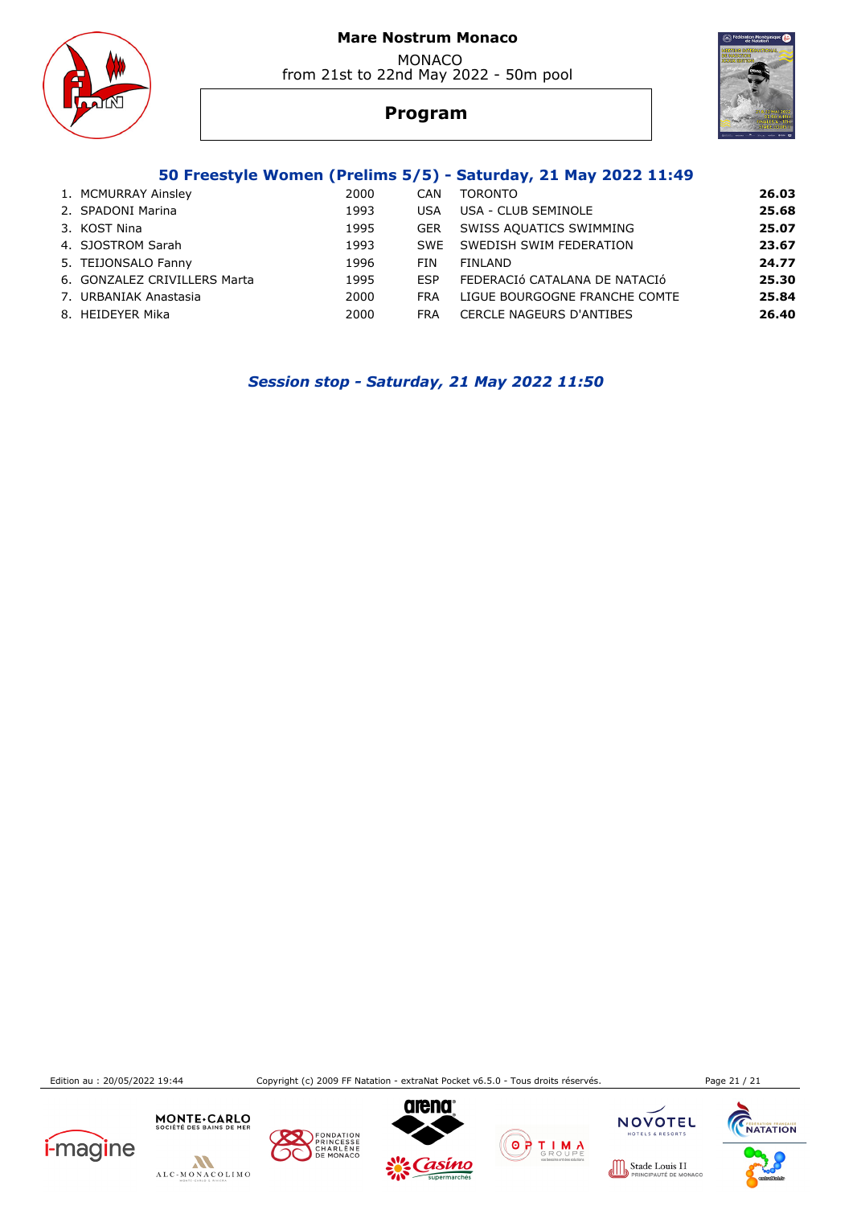**Mare Nostrum Monaco**

MONACO
from 21st to 22nd May 2022 - 50m pool

## Program

### 50 Freestyle Women (Prelims 5/5) - Saturday, 21 May 2022 11:49

| | | | | | |
|---|---|---|---|---|---|
| 1. | MCMURRAY Ainsley | 2000 | CAN | TORONTO | **26.03** |
| 2. | SPADONI Marina | 1993 | USA | USA - CLUB SEMINOLE | **25.68** |
| 3. | KOST Nina | 1995 | GER | SWISS AQUATICS SWIMMING | **25.07** |
| 4. | SJOSTROM Sarah | 1993 | SWE | SWEDISH SWIM FEDERATION | **23.67** |
| 5. | TEIJONSALO Fanny | 1996 | FIN | FINLAND | **24.77** |
| 6. | GONZALEZ CRIVILLERS Marta | 1995 | ESP | FEDERACIó CATALANA DE NATACIÓ | **25.30** |
| 7. | URBANIAK Anastasia | 2000 | FRA | LIGUE BOURGOGNE FRANCHE COMTE | **25.84** |
| 8. | HEIDEYER Mika | 2000 | FRA | CERCLE NAGEURS D'ANTIBES | **26.40** |

***Session stop - Saturday, 21 May 2022 11:50***

Edition au : 20/05/2022 19:44 Copyright (c) 2009 FF Natation - extraNat Pocket v6.5.0 - Tous droits réservés.